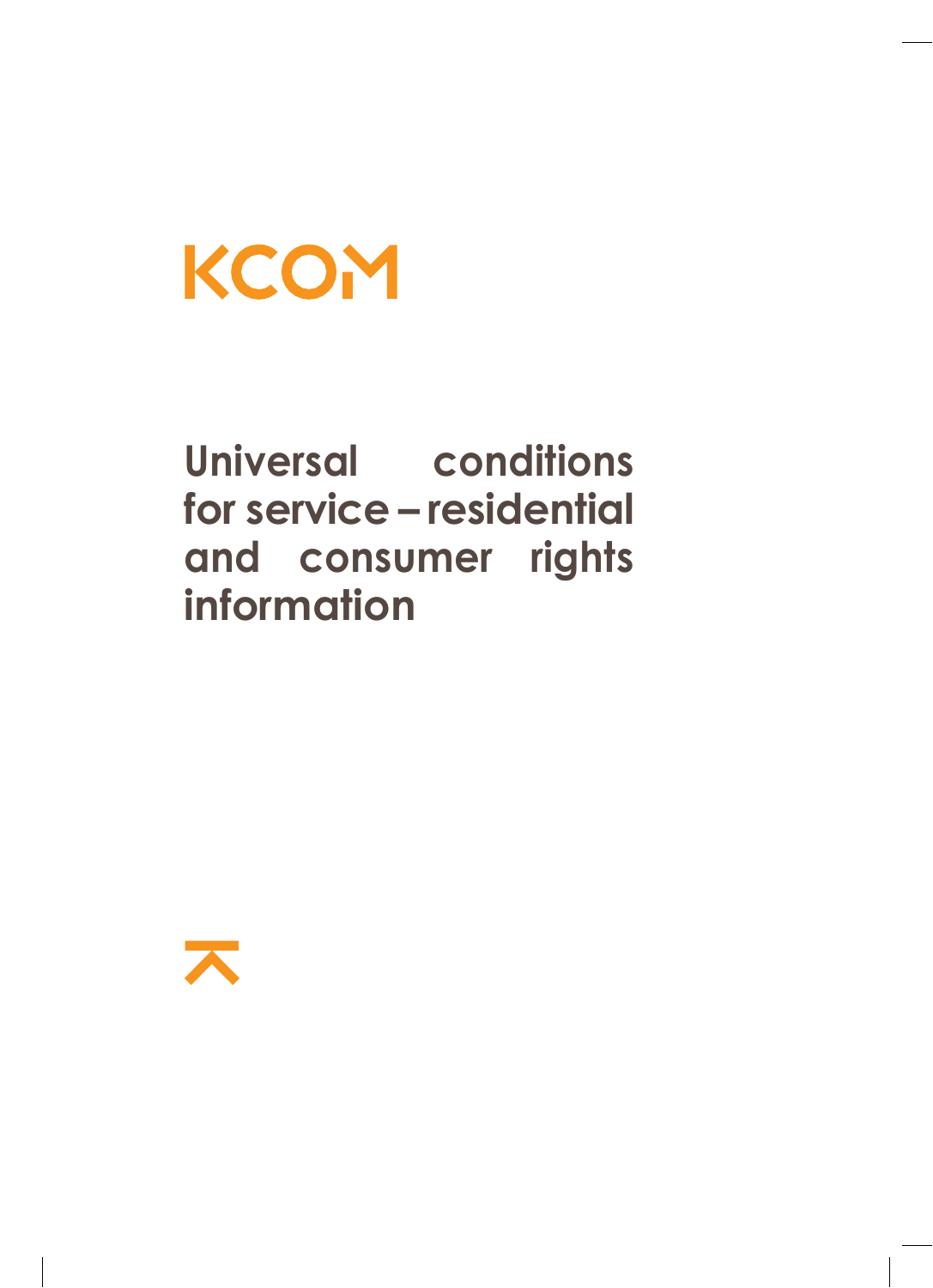KCOM

# Universal conditions for service – residential and consumer rights information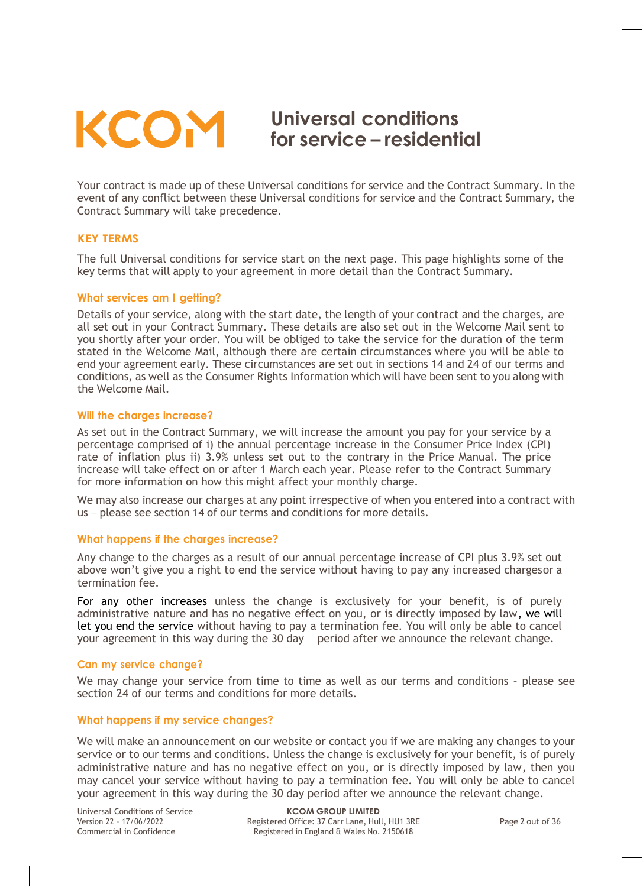# KCOM Universal conditions for service – residential

Your contract is made up of these Universal conditions for service and the Contract Summary. In the event of any conflict between these Universal conditions for service and the Contract Summary, the Contract Summary will take precedence.

## KEY TERMS

The full Universal conditions for service start on the next page. This page highlights some of the key terms that will apply to your agreement in more detail than the Contract Summary.

### What services am I getting?

Details of your service, along with the start date, the length of your contract and the charges, are all set out in your Contract Summary. These details are also set out in the Welcome Mail sent to you shortly after your order. You will be obliged to take the service for the duration of the term stated in the Welcome Mail, although there are certain circumstances where you will be able to end your agreement early. These circumstances are set out in sections 14 and 24 of our terms and conditions, as well as the Consumer Rights Information which will have been sent to you along with the Welcome Mail.

### Will the charges increase?

As set out in the Contract Summary, we will increase the amount you pay for your service by a percentage comprised of i) the annual percentage increase in the Consumer Price Index (CPI) rate of inflation plus ii) 3.9% unless set out to the contrary in the Price Manual. The price increase will take effect on or after 1 March each year. Please refer to the Contract Summary for more information on how this might affect your monthly charge.

We may also increase our charges at any point irrespective of when you entered into a contract with us – please see section 14 of our terms and conditions for more details.

### What happens if the charges increase?

Any change to the charges as a result of our annual percentage increase of CPI plus 3.9% set out above won't give you a right to end the service without having to pay any increased chargesor a termination fee.

For any other increases unless the change is exclusively for your benefit, is of purely administrative nature and has no negative effect on you, or is directly imposed by law, we will let you end the service without having to pay a termination fee. You will only be able to cancel your agreement in this way during the 30 day period after we announce the relevant change.

### Can my service change?

We may change your service from time to time as well as our terms and conditions – please see section 24 of our terms and conditions for more details.

### What happens if my service changes?

We will make an announcement on our website or contact you if we are making any changes to your service or to our terms and conditions. Unless the change is exclusively for your benefit, is of purely administrative nature and has no negative effect on you, or is directly imposed by law, then you may cancel your service without having to pay a termination fee. You will only be able to cancel your agreement in this way during the 30 day period after we announce the relevant change.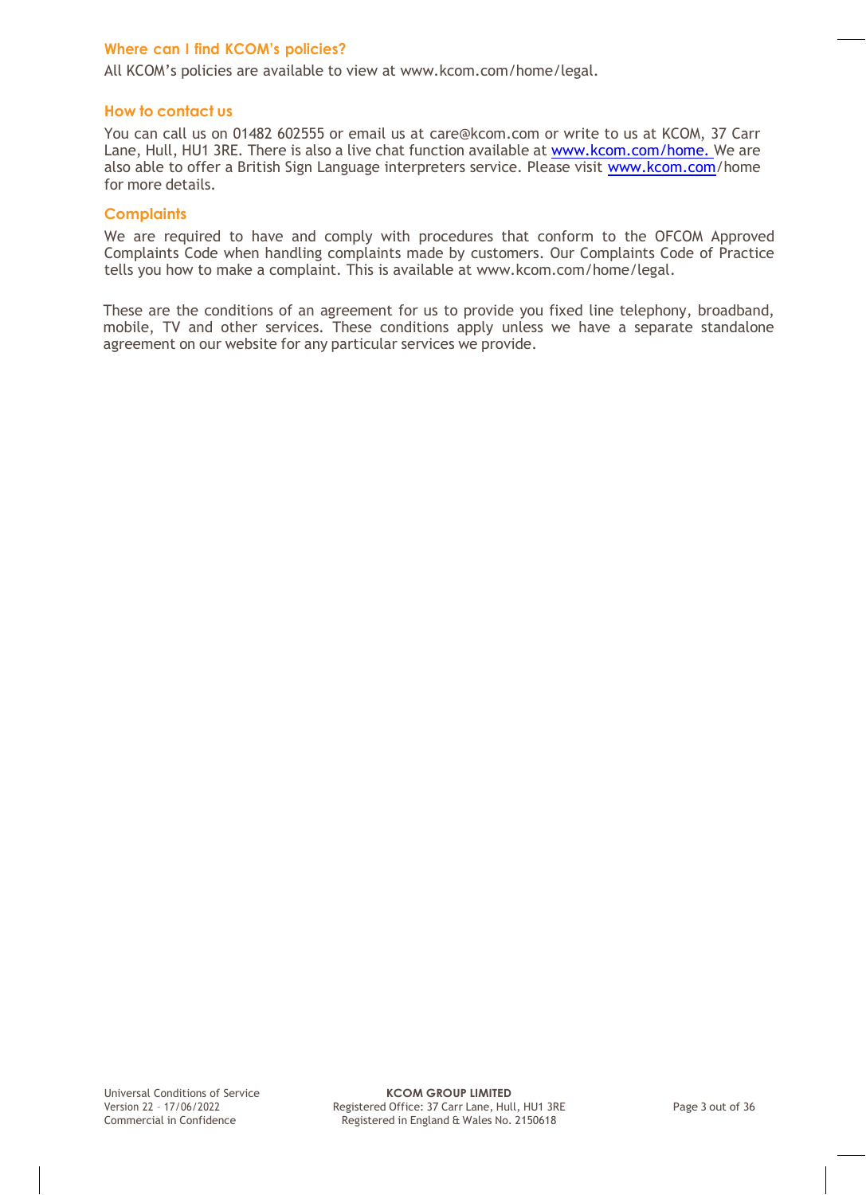## Where can I find KCOM's policies?

All KCOM's policies are available to view at www.kcom.com/home/legal.

## How to contact us

You can call us on 01482 602555 or email us at care@kcom.com or write to us at KCOM, 37 Carr Lane, Hull, HU1 3RE. There is also a live chat function available at www.kcom.com/home. We are also able to offer a British Sign Language interpreters service. Please visit www.kcom.com/home for more details.

## Complaints

We are required to have and comply with procedures that conform to the OFCOM Approved Complaints Code when handling complaints made by customers. Our Complaints Code of Practice tells you how to make a complaint. This is available at www.kcom.com/home/legal.

These are the conditions of an agreement for us to provide you fixed line telephony, broadband, mobile, TV and other services. These conditions apply unless we have a separate standalone agreement on our website for any particular services we provide.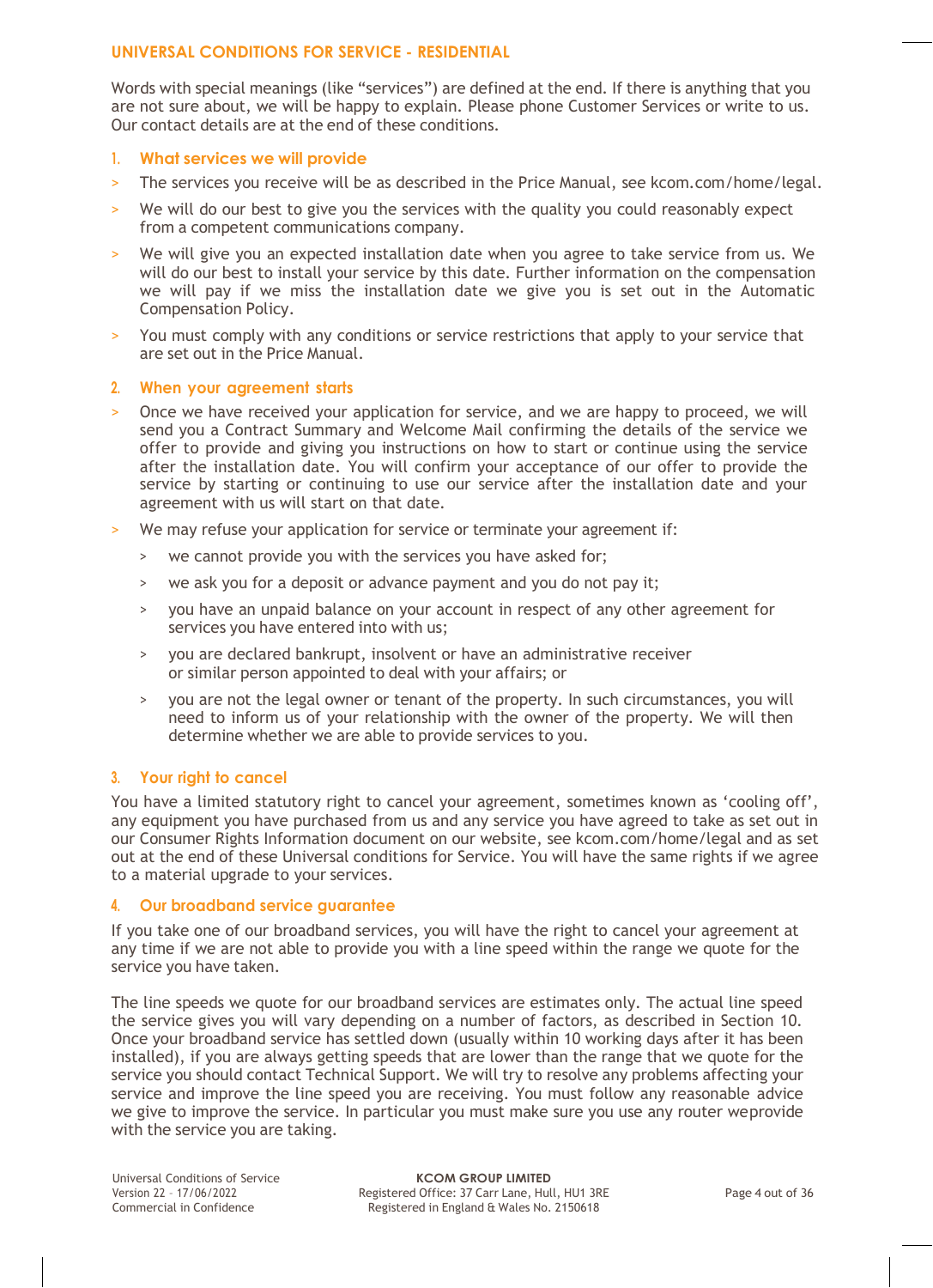## UNIVERSAL CONDITIONS FOR SERVICE - RESIDENTIAL

Words with special meanings (like "services") are defined at the end. If there is anything that you are not sure about, we will be happy to explain. Please phone Customer Services or write to us. Our contact details are at the end of these conditions.

### 1. What services we will provide

- The services you receive will be as described in the Price Manual, see kcom.com/home/legal.
- We will do our best to give you the services with the quality you could reasonably expect from a competent communications company.
- We will give you an expected installation date when you agree to take service from us. We will do our best to install your service by this date. Further information on the compensation we will pay if we miss the installation date we give you is set out in the Automatic Compensation Policy.
- You must comply with any conditions or service restrictions that apply to your service that are set out in the Price Manual.

### 2. When your agreement starts

- Once we have received your application for service, and we are happy to proceed, we will send you a Contract Summary and Welcome Mail confirming the details of the service we offer to provide and giving you instructions on how to start or continue using the service after the installation date. You will confirm your acceptance of our offer to provide the service by starting or continuing to use our service after the installation date and your agreement with us will start on that date.
- We may refuse your application for service or terminate your agreement if:
  - we cannot provide you with the services you have asked for;
  - we ask you for a deposit or advance payment and you do not pay it;
  - you have an unpaid balance on your account in respect of any other agreement for services you have entered into with us;
  - you are declared bankrupt, insolvent or have an administrative receiver or similar person appointed to deal with your affairs; or
  - you are not the legal owner or tenant of the property. In such circumstances, you will need to inform us of your relationship with the owner of the property. We will then determine whether we are able to provide services to you.

### 3. Your right to cancel

You have a limited statutory right to cancel your agreement, sometimes known as 'cooling off', any equipment you have purchased from us and any service you have agreed to take as set out in our Consumer Rights Information document on our website, see kcom.com/home/legal and as set out at the end of these Universal conditions for Service. You will have the same rights if we agree to a material upgrade to your services.

### 4. Our broadband service guarantee

If you take one of our broadband services, you will have the right to cancel your agreement at any time if we are not able to provide you with a line speed within the range we quote for the service you have taken.

The line speeds we quote for our broadband services are estimates only. The actual line speed the service gives you will vary depending on a number of factors, as described in Section 10. Once your broadband service has settled down (usually within 10 working days after it has been installed), if you are always getting speeds that are lower than the range that we quote for the service you should contact Technical Support. We will try to resolve any problems affecting your service and improve the line speed you are receiving. You must follow any reasonable advice we give to improve the service. In particular you must make sure you use any router weprovide with the service you are taking.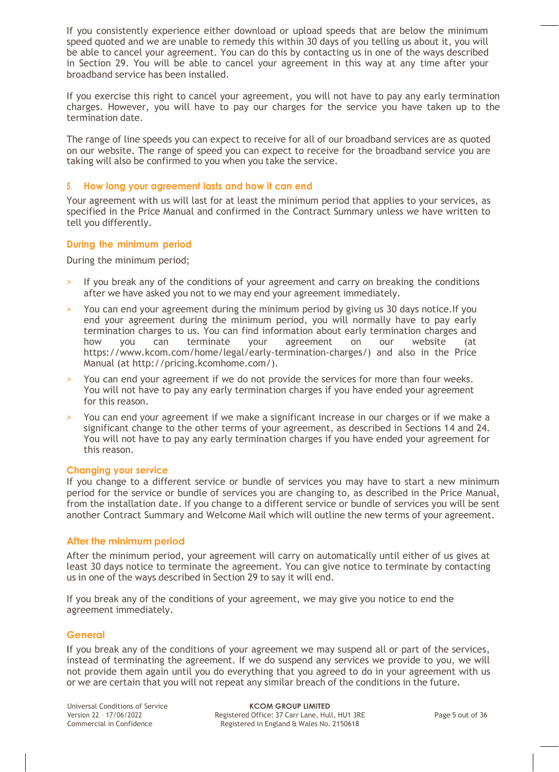If you consistently experience either download or upload speeds that are below the minimum speed quoted and we are unable to remedy this within 30 days of you telling us about it, you will be able to cancel your agreement. You can do this by contacting us in one of the ways described in Section 29. You will be able to cancel your agreement in this way at any time after your broadband service has been installed.

If you exercise this right to cancel your agreement, you will not have to pay any early termination charges. However, you will have to pay our charges for the service you have taken up to the termination date.

The range of line speeds you can expect to receive for all of our broadband services are as quoted on our website. The range of speed you can expect to receive for the broadband service you are taking will also be confirmed to you when you take the service.

## 5. How long your agreement lasts and how it can end

Your agreement with us will last for at least the minimum period that applies to your services, as specified in the Price Manual and confirmed in the Contract Summary unless we have written to tell you differently.

### During the minimum period

During the minimum period;

- If you break any of the conditions of your agreement and carry on breaking the conditions after we have asked you not to we may end your agreement immediately.
- You can end your agreement during the minimum period by giving us 30 days notice.If you end your agreement during the minimum period, you will normally have to pay early termination charges to us. You can find information about early termination charges and how you can terminate your agreement on our website (at https://www.kcom.com/home/legal/early-termination-charges/) and also in the Price Manual (at http://pricing.kcomhome.com/).
- You can end your agreement if we do not provide the services for more than four weeks. You will not have to pay any early termination charges if you have ended your agreement for this reason.
- You can end your agreement if we make a significant increase in our charges or if we make a significant change to the other terms of your agreement, as described in Sections 14 and 24. You will not have to pay any early termination charges if you have ended your agreement for this reason.

### Changing your service

If you change to a different service or bundle of services you may have to start a new minimum period for the service or bundle of services you are changing to, as described in the Price Manual, from the installation date. If you change to a different service or bundle of services you will be sent another Contract Summary and Welcome Mail which will outline the new terms of your agreement.

### After the minimum period

After the minimum period, your agreement will carry on automatically until either of us gives at least 30 days notice to terminate the agreement. You can give notice to terminate by contacting us in one of the ways described in Section 29 to say it will end.

If you break any of the conditions of your agreement, we may give you notice to end the agreement immediately.

### General

If you break any of the conditions of your agreement we may suspend all or part of the services, instead of terminating the agreement. If we do suspend any services we provide to you, we will not provide them again until you do everything that you agreed to do in your agreement with us or we are certain that you will not repeat any similar breach of the conditions in the future.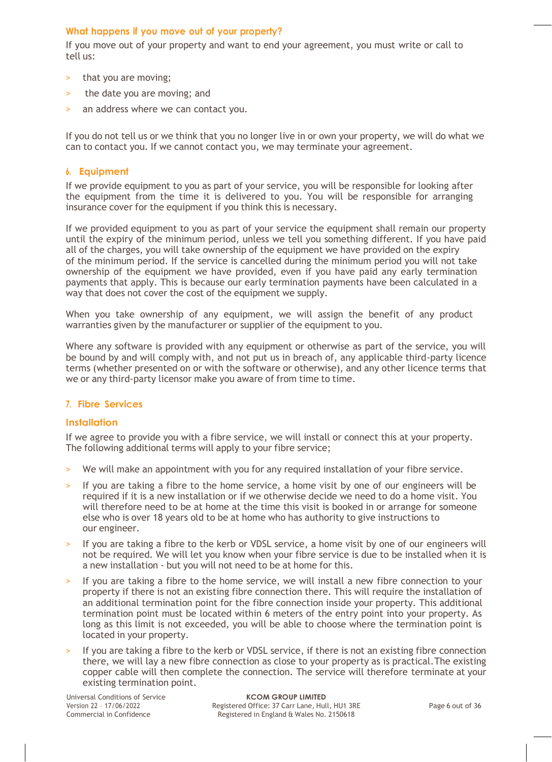### What happens if you move out of your property?

If you move out of your property and want to end your agreement, you must write or call to tell us:

- that you are moving;
- the date you are moving; and
- an address where we can contact you.

If you do not tell us or we think that you no longer live in or own your property, we will do what we can to contact you. If we cannot contact you, we may terminate your agreement.

## 6. Equipment

If we provide equipment to you as part of your service, you will be responsible for looking after the equipment from the time it is delivered to you. You will be responsible for arranging insurance cover for the equipment if you think this is necessary.

If we provided equipment to you as part of your service the equipment shall remain our property until the expiry of the minimum period, unless we tell you something different. If you have paid all of the charges, you will take ownership of the equipment we have provided on the expiry of the minimum period. If the service is cancelled during the minimum period you will not take ownership of the equipment we have provided, even if you have paid any early termination payments that apply. This is because our early termination payments have been calculated in a way that does not cover the cost of the equipment we supply.

When you take ownership of any equipment, we will assign the benefit of any product warranties given by the manufacturer or supplier of the equipment to you.

Where any software is provided with any equipment or otherwise as part of the service, you will be bound by and will comply with, and not put us in breach of, any applicable third-party licence terms (whether presented on or with the software or otherwise), and any other licence terms that we or any third-party licensor make you aware of from time to time.

## 7. Fibre Services

### Installation

If we agree to provide you with a fibre service, we will install or connect this at your property. The following additional terms will apply to your fibre service;

- We will make an appointment with you for any required installation of your fibre service.
- If you are taking a fibre to the home service, a home visit by one of our engineers will be required if it is a new installation or if we otherwise decide we need to do a home visit. You will therefore need to be at home at the time this visit is booked in or arrange for someone else who is over 18 years old to be at home who has authority to give instructions to our engineer.
- If you are taking a fibre to the kerb or VDSL service, a home visit by one of our engineers will not be required. We will let you know when your fibre service is due to be installed when it is a new installation - but you will not need to be at home for this.
- If you are taking a fibre to the home service, we will install a new fibre connection to your property if there is not an existing fibre connection there. This will require the installation of an additional termination point for the fibre connection inside your property. This additional termination point must be located within 6 meters of the entry point into your property. As long as this limit is not exceeded, you will be able to choose where the termination point is located in your property.
- If you are taking a fibre to the kerb or VDSL service, if there is not an existing fibre connection there, we will lay a new fibre connection as close to your property as is practical.The existing copper cable will then complete the connection. The service will therefore terminate at your existing termination point.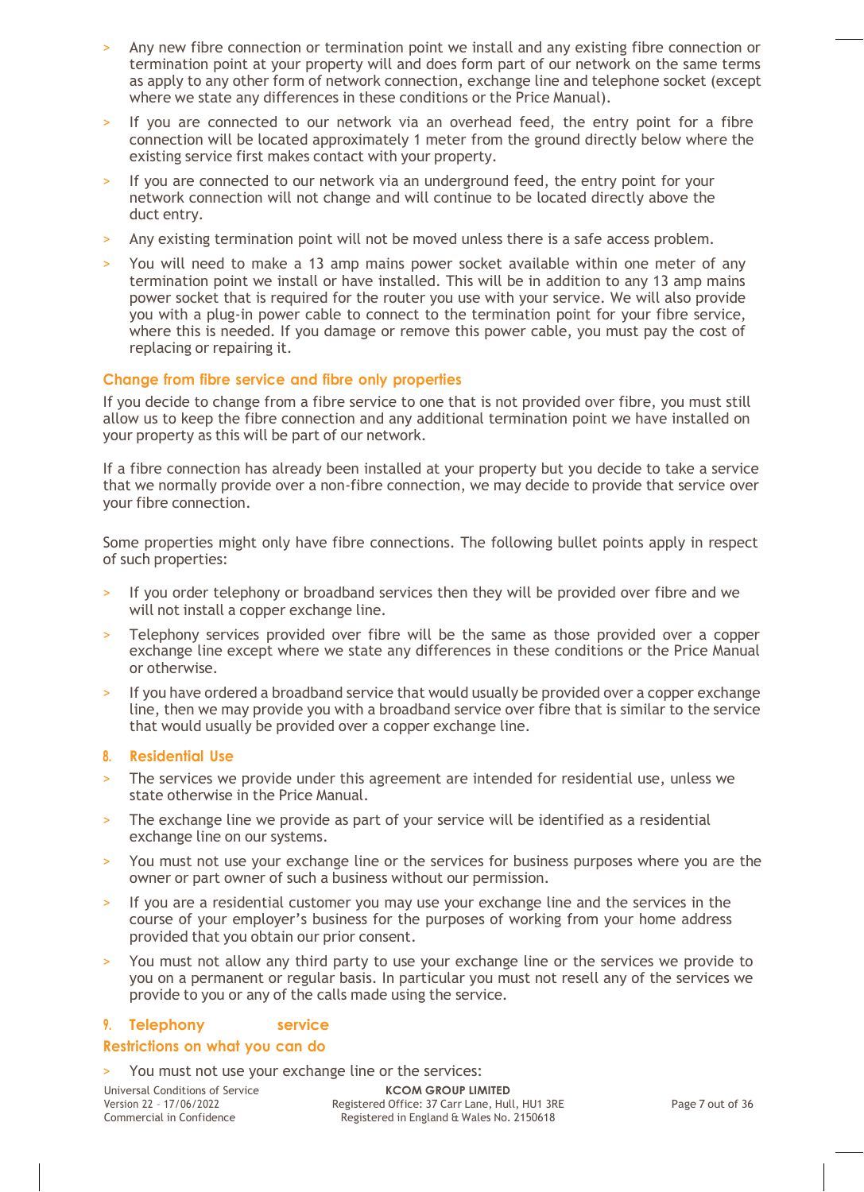- Any new fibre connection or termination point we install and any existing fibre connection or termination point at your property will and does form part of our network on the same terms as apply to any other form of network connection, exchange line and telephone socket (except where we state any differences in these conditions or the Price Manual).
- If you are connected to our network via an overhead feed, the entry point for a fibre connection will be located approximately 1 meter from the ground directly below where the existing service first makes contact with your property.
- If you are connected to our network via an underground feed, the entry point for your network connection will not change and will continue to be located directly above the duct entry.
- Any existing termination point will not be moved unless there is a safe access problem.
- You will need to make a 13 amp mains power socket available within one meter of any termination point we install or have installed. This will be in addition to any 13 amp mains power socket that is required for the router you use with your service. We will also provide you with a plug-in power cable to connect to the termination point for your fibre service, where this is needed. If you damage or remove this power cable, you must pay the cost of replacing or repairing it.

### Change from fibre service and fibre only properties

If you decide to change from a fibre service to one that is not provided over fibre, you must still allow us to keep the fibre connection and any additional termination point we have installed on your property as this will be part of our network.

If a fibre connection has already been installed at your property but you decide to take a service that we normally provide over a non-fibre connection, we may decide to provide that service over your fibre connection.

Some properties might only have fibre connections. The following bullet points apply in respect of such properties:

- If you order telephony or broadband services then they will be provided over fibre and we will not install a copper exchange line.
- Telephony services provided over fibre will be the same as those provided over a copper exchange line except where we state any differences in these conditions or the Price Manual or otherwise.
- If you have ordered a broadband service that would usually be provided over a copper exchange line, then we may provide you with a broadband service over fibre that is similar to the service that would usually be provided over a copper exchange line.

## 8. Residential Use

- The services we provide under this agreement are intended for residential use, unless we state otherwise in the Price Manual.
- The exchange line we provide as part of your service will be identified as a residential exchange line on our systems.
- You must not use your exchange line or the services for business purposes where you are the owner or part owner of such a business without our permission.
- If you are a residential customer you may use your exchange line and the services in the course of your employer's business for the purposes of working from your home address provided that you obtain our prior consent.
- You must not allow any third party to use your exchange line or the services we provide to you on a permanent or regular basis. In particular you must not resell any of the services we provide to you or any of the calls made using the service.

## 9. Telephony service

### Restrictions on what you can do

- You must not use your exchange line or the services: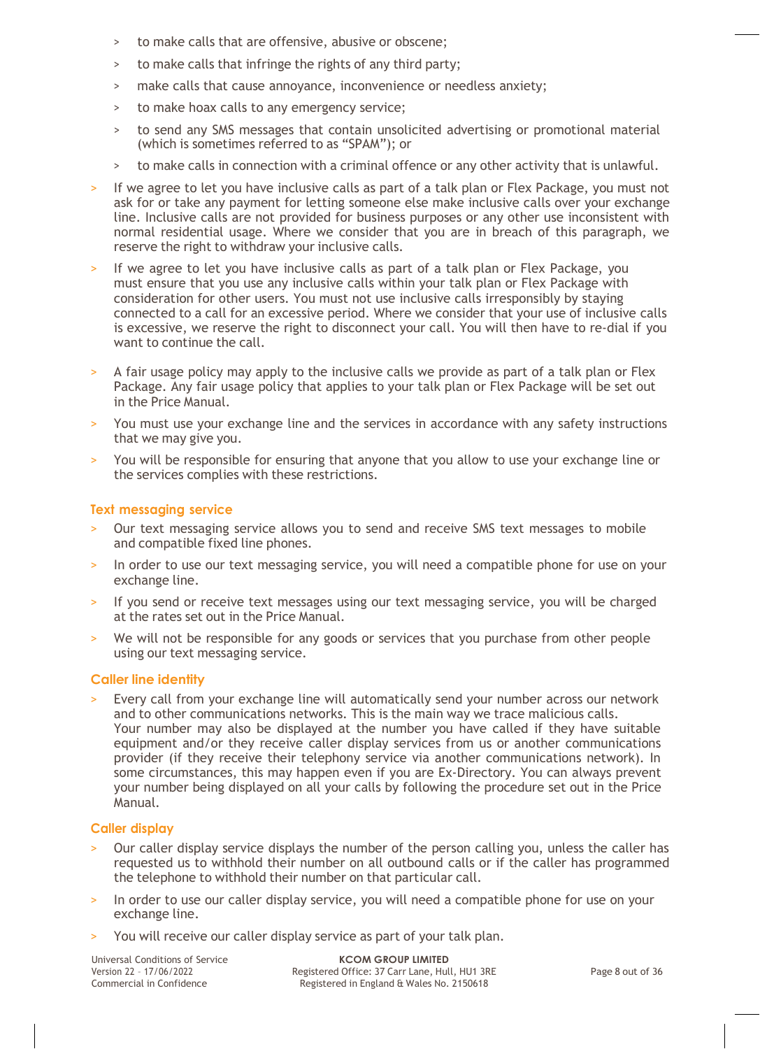- to make calls that are offensive, abusive or obscene;
  - to make calls that infringe the rights of any third party;
  - make calls that cause annoyance, inconvenience or needless anxiety;
  - to make hoax calls to any emergency service;
  - to send any SMS messages that contain unsolicited advertising or promotional material (which is sometimes referred to as "SPAM"); or
  - to make calls in connection with a criminal offence or any other activity that is unlawful.
- If we agree to let you have inclusive calls as part of a talk plan or Flex Package, you must not ask for or take any payment for letting someone else make inclusive calls over your exchange line. Inclusive calls are not provided for business purposes or any other use inconsistent with normal residential usage. Where we consider that you are in breach of this paragraph, we reserve the right to withdraw your inclusive calls.
- If we agree to let you have inclusive calls as part of a talk plan or Flex Package, you must ensure that you use any inclusive calls within your talk plan or Flex Package with consideration for other users. You must not use inclusive calls irresponsibly by staying connected to a call for an excessive period. Where we consider that your use of inclusive calls is excessive, we reserve the right to disconnect your call. You will then have to re-dial if you want to continue the call.
- A fair usage policy may apply to the inclusive calls we provide as part of a talk plan or Flex Package. Any fair usage policy that applies to your talk plan or Flex Package will be set out in the Price Manual.
- You must use your exchange line and the services in accordance with any safety instructions that we may give you.
- You will be responsible for ensuring that anyone that you allow to use your exchange line or the services complies with these restrictions.

## Text messaging service

- Our text messaging service allows you to send and receive SMS text messages to mobile and compatible fixed line phones.
- In order to use our text messaging service, you will need a compatible phone for use on your exchange line.
- If you send or receive text messages using our text messaging service, you will be charged at the rates set out in the Price Manual.
- We will not be responsible for any goods or services that you purchase from other people using our text messaging service.

## Caller line identity

- Every call from your exchange line will automatically send your number across our network and to other communications networks. This is the main way we trace malicious calls. Your number may also be displayed at the number you have called if they have suitable equipment and/or they receive caller display services from us or another communications provider (if they receive their telephony service via another communications network). In some circumstances, this may happen even if you are Ex-Directory. You can always prevent your number being displayed on all your calls by following the procedure set out in the Price Manual.

## Caller display

- Our caller display service displays the number of the person calling you, unless the caller has requested us to withhold their number on all outbound calls or if the caller has programmed the telephone to withhold their number on that particular call.
- In order to use our caller display service, you will need a compatible phone for use on your exchange line.
- You will receive our caller display service as part of your talk plan.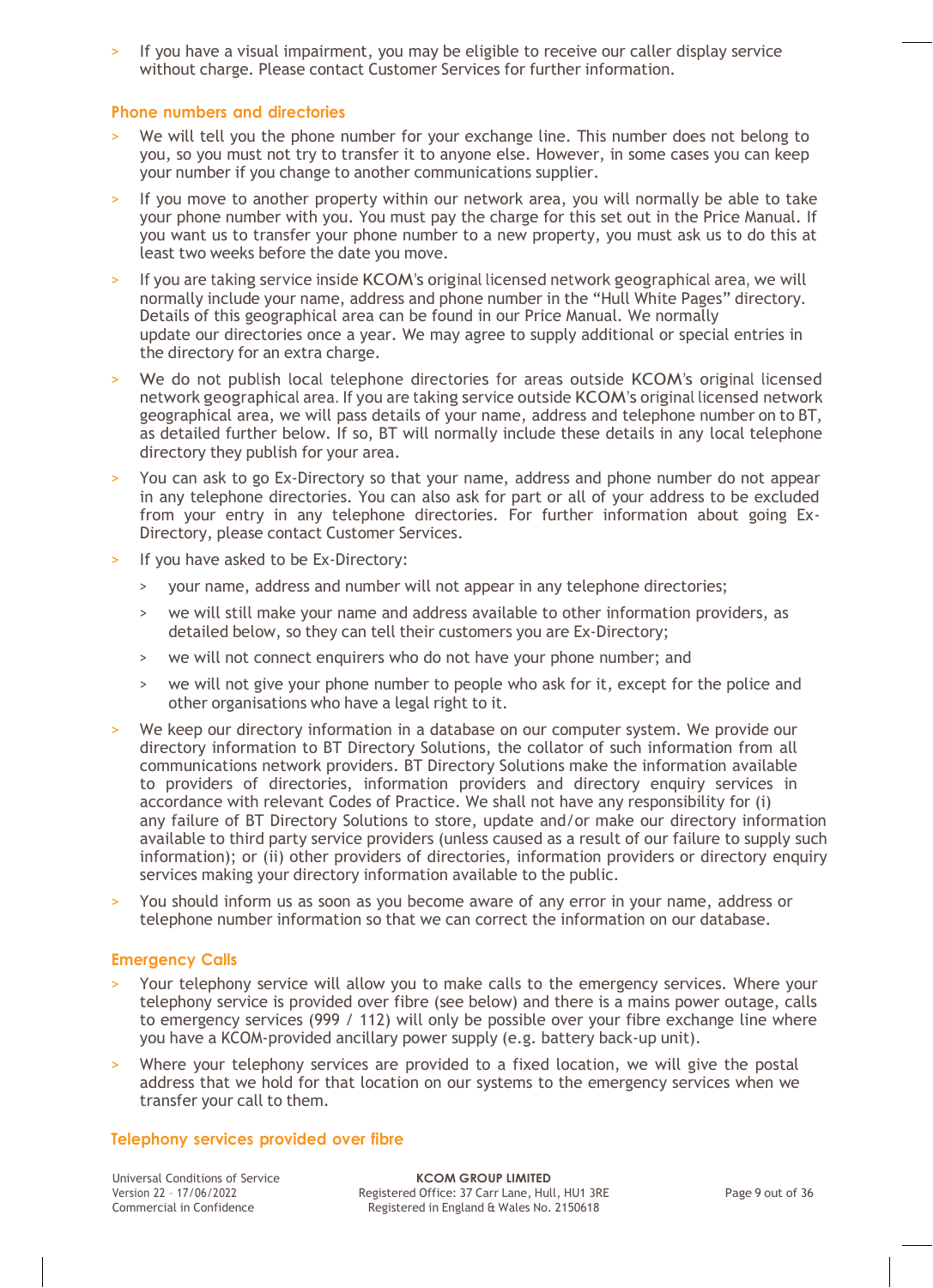- If you have a visual impairment, you may be eligible to receive our caller display service without charge. Please contact Customer Services for further information.

## Phone numbers and directories

- We will tell you the phone number for your exchange line. This number does not belong to you, so you must not try to transfer it to anyone else. However, in some cases you can keep your number if you change to another communications supplier.
- If you move to another property within our network area, you will normally be able to take your phone number with you. You must pay the charge for this set out in the Price Manual. If you want us to transfer your phone number to a new property, you must ask us to do this at least two weeks before the date you move.
- If you are taking service inside KCOM's original licensed network geographical area, we will normally include your name, address and phone number in the "Hull White Pages" directory. Details of this geographical area can be found in our Price Manual. We normally update our directories once a year. We may agree to supply additional or special entries in the directory for an extra charge.
- We do not publish local telephone directories for areas outside KCOM's original licensed network geographical area. If you are taking service outside KCOM's original licensed network geographical area, we will pass details of your name, address and telephone number on to BT, as detailed further below. If so, BT will normally include these details in any local telephone directory they publish for your area.
- You can ask to go Ex-Directory so that your name, address and phone number do not appear in any telephone directories. You can also ask for part or all of your address to be excluded from your entry in any telephone directories. For further information about going Ex-Directory, please contact Customer Services.
- If you have asked to be Ex-Directory:
  - your name, address and number will not appear in any telephone directories;
  - we will still make your name and address available to other information providers, as detailed below, so they can tell their customers you are Ex-Directory;
  - we will not connect enquirers who do not have your phone number; and
  - we will not give your phone number to people who ask for it, except for the police and other organisations who have a legal right to it.
- We keep our directory information in a database on our computer system. We provide our directory information to BT Directory Solutions, the collator of such information from all communications network providers. BT Directory Solutions make the information available to providers of directories, information providers and directory enquiry services in accordance with relevant Codes of Practice. We shall not have any responsibility for (i) any failure of BT Directory Solutions to store, update and/or make our directory information available to third party service providers (unless caused as a result of our failure to supply such information); or (ii) other providers of directories, information providers or directory enquiry services making your directory information available to the public.
- You should inform us as soon as you become aware of any error in your name, address or telephone number information so that we can correct the information on our database.

## Emergency Calls

- Your telephony service will allow you to make calls to the emergency services. Where your telephony service is provided over fibre (see below) and there is a mains power outage, calls to emergency services (999 / 112) will only be possible over your fibre exchange line where you have a KCOM-provided ancillary power supply (e.g. battery back-up unit).
- Where your telephony services are provided to a fixed location, we will give the postal address that we hold for that location on our systems to the emergency services when we transfer your call to them.

## Telephony services provided over fibre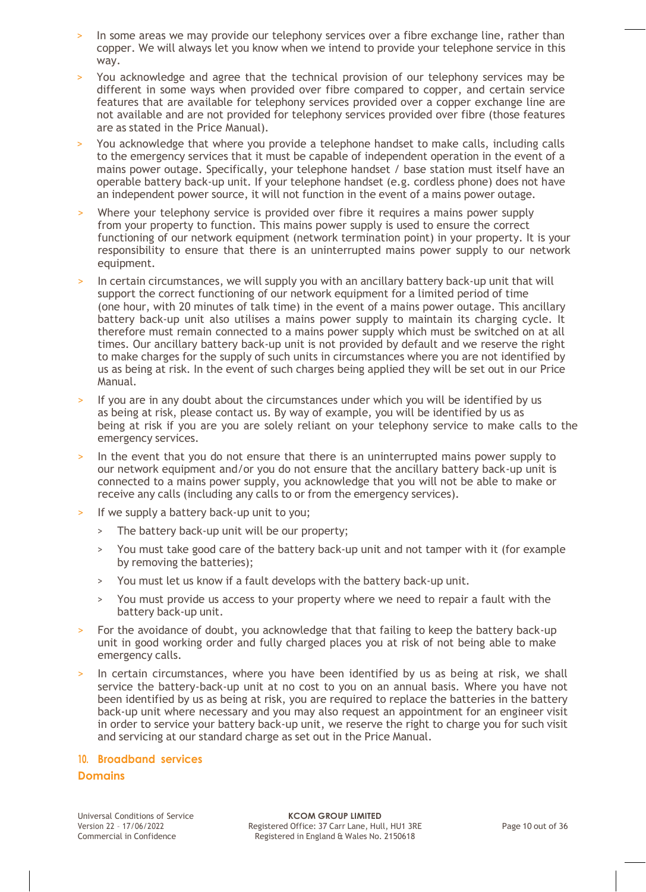- In some areas we may provide our telephony services over a fibre exchange line, rather than copper. We will always let you know when we intend to provide your telephone service in this way.
- You acknowledge and agree that the technical provision of our telephony services may be different in some ways when provided over fibre compared to copper, and certain service features that are available for telephony services provided over a copper exchange line are not available and are not provided for telephony services provided over fibre (those features are as stated in the Price Manual).
- You acknowledge that where you provide a telephone handset to make calls, including calls to the emergency services that it must be capable of independent operation in the event of a mains power outage. Specifically, your telephone handset / base station must itself have an operable battery back-up unit. If your telephone handset (e.g. cordless phone) does not have an independent power source, it will not function in the event of a mains power outage.
- Where your telephony service is provided over fibre it requires a mains power supply from your property to function. This mains power supply is used to ensure the correct functioning of our network equipment (network termination point) in your property. It is your responsibility to ensure that there is an uninterrupted mains power supply to our network equipment.
- In certain circumstances, we will supply you with an ancillary battery back-up unit that will support the correct functioning of our network equipment for a limited period of time (one hour, with 20 minutes of talk time) in the event of a mains power outage. This ancillary battery back-up unit also utilises a mains power supply to maintain its charging cycle. It therefore must remain connected to a mains power supply which must be switched on at all times. Our ancillary battery back-up unit is not provided by default and we reserve the right to make charges for the supply of such units in circumstances where you are not identified by us as being at risk. In the event of such charges being applied they will be set out in our Price Manual.
- If you are in any doubt about the circumstances under which you will be identified by us as being at risk, please contact us. By way of example, you will be identified by us as being at risk if you are you are solely reliant on your telephony service to make calls to the emergency services.
- In the event that you do not ensure that there is an uninterrupted mains power supply to our network equipment and/or you do not ensure that the ancillary battery back-up unit is connected to a mains power supply, you acknowledge that you will not be able to make or receive any calls (including any calls to or from the emergency services).
- If we supply a battery back-up unit to you;
  - The battery back-up unit will be our property;
  - You must take good care of the battery back-up unit and not tamper with it (for example by removing the batteries);
  - You must let us know if a fault develops with the battery back-up unit.
  - You must provide us access to your property where we need to repair a fault with the battery back-up unit.
- For the avoidance of doubt, you acknowledge that that failing to keep the battery back-up unit in good working order and fully charged places you at risk of not being able to make emergency calls.
- In certain circumstances, where you have been identified by us as being at risk, we shall service the battery-back-up unit at no cost to you on an annual basis. Where you have not been identified by us as being at risk, you are required to replace the batteries in the battery back-up unit where necessary and you may also request an appointment for an engineer visit in order to service your battery back-up unit, we reserve the right to charge you for such visit and servicing at our standard charge as set out in the Price Manual.

## 10. Broadband services

### Domains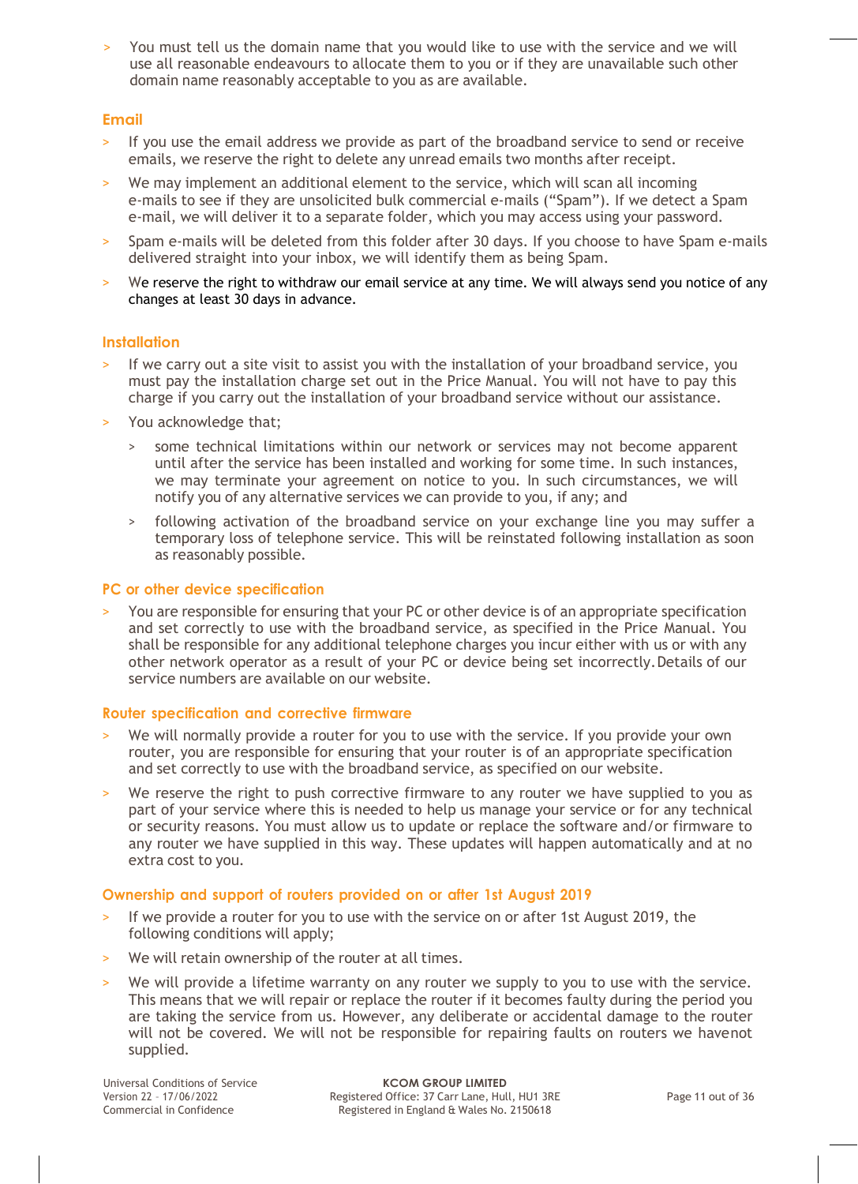- You must tell us the domain name that you would like to use with the service and we will use all reasonable endeavours to allocate them to you or if they are unavailable such other domain name reasonably acceptable to you as are available.

## Email

- If you use the email address we provide as part of the broadband service to send or receive emails, we reserve the right to delete any unread emails two months after receipt.
- We may implement an additional element to the service, which will scan all incoming e-mails to see if they are unsolicited bulk commercial e-mails ("Spam"). If we detect a Spam e-mail, we will deliver it to a separate folder, which you may access using your password.
- Spam e-mails will be deleted from this folder after 30 days. If you choose to have Spam e-mails delivered straight into your inbox, we will identify them as being Spam.
- We reserve the right to withdraw our email service at any time. We will always send you notice of any changes at least 30 days in advance.

## Installation

- If we carry out a site visit to assist you with the installation of your broadband service, you must pay the installation charge set out in the Price Manual. You will not have to pay this charge if you carry out the installation of your broadband service without our assistance.
- You acknowledge that;
  - some technical limitations within our network or services may not become apparent until after the service has been installed and working for some time. In such instances, we may terminate your agreement on notice to you. In such circumstances, we will notify you of any alternative services we can provide to you, if any; and
  - following activation of the broadband service on your exchange line you may suffer a temporary loss of telephone service. This will be reinstated following installation as soon as reasonably possible.

## PC or other device specification

- You are responsible for ensuring that your PC or other device is of an appropriate specification and set correctly to use with the broadband service, as specified in the Price Manual. You shall be responsible for any additional telephone charges you incur either with us or with any other network operator as a result of your PC or device being set incorrectly. Details of our service numbers are available on our website.

## Router specification and corrective firmware

- We will normally provide a router for you to use with the service. If you provide your own router, you are responsible for ensuring that your router is of an appropriate specification and set correctly to use with the broadband service, as specified on our website.
- We reserve the right to push corrective firmware to any router we have supplied to you as part of your service where this is needed to help us manage your service or for any technical or security reasons. You must allow us to update or replace the software and/or firmware to any router we have supplied in this way. These updates will happen automatically and at no extra cost to you.

## Ownership and support of routers provided on or after 1st August 2019

- If we provide a router for you to use with the service on or after 1st August 2019, the following conditions will apply;
- We will retain ownership of the router at all times.
- We will provide a lifetime warranty on any router we supply to you to use with the service. This means that we will repair or replace the router if it becomes faulty during the period you are taking the service from us. However, any deliberate or accidental damage to the router will not be covered. We will not be responsible for repairing faults on routers we havenot supplied.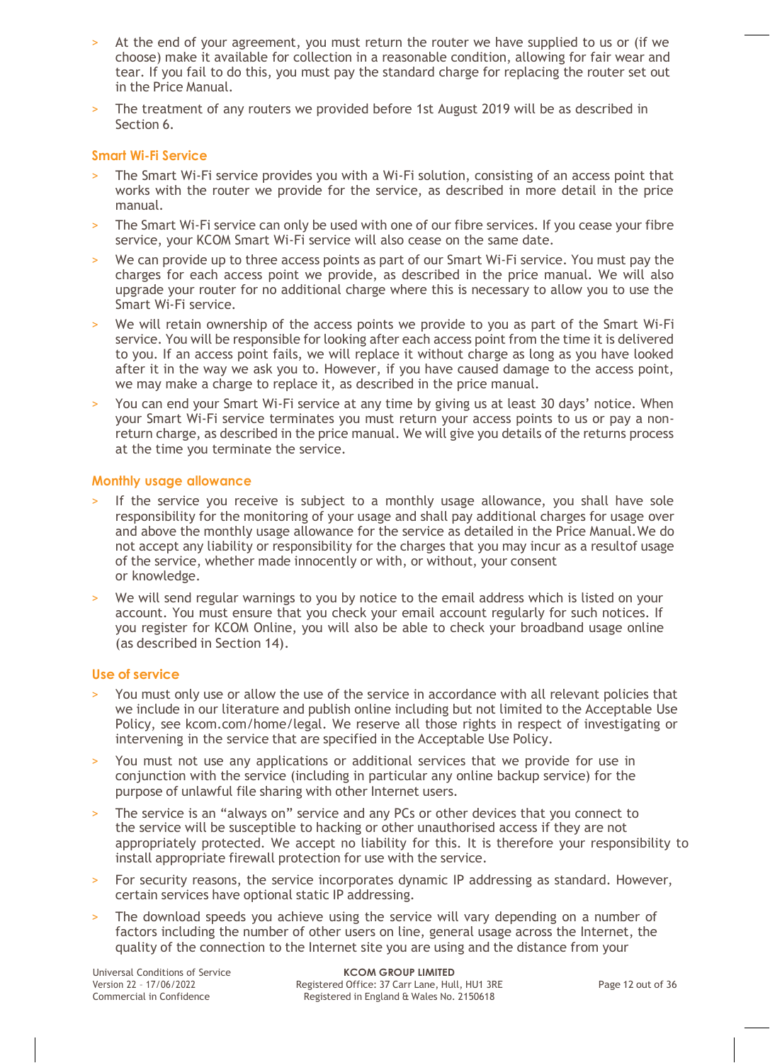- At the end of your agreement, you must return the router we have supplied to us or (if we choose) make it available for collection in a reasonable condition, allowing for fair wear and tear. If you fail to do this, you must pay the standard charge for replacing the router set out in the Price Manual.
- The treatment of any routers we provided before 1st August 2019 will be as described in Section 6.

### Smart Wi-Fi Service

- The Smart Wi-Fi service provides you with a Wi-Fi solution, consisting of an access point that works with the router we provide for the service, as described in more detail in the price manual.
- The Smart Wi-Fi service can only be used with one of our fibre services. If you cease your fibre service, your KCOM Smart Wi-Fi service will also cease on the same date.
- We can provide up to three access points as part of our Smart Wi-Fi service. You must pay the charges for each access point we provide, as described in the price manual. We will also upgrade your router for no additional charge where this is necessary to allow you to use the Smart Wi-Fi service.
- We will retain ownership of the access points we provide to you as part of the Smart Wi-Fi service. You will be responsible for looking after each access point from the time it is delivered to you. If an access point fails, we will replace it without charge as long as you have looked after it in the way we ask you to. However, if you have caused damage to the access point, we may make a charge to replace it, as described in the price manual.
- You can end your Smart Wi-Fi service at any time by giving us at least 30 days' notice. When your Smart Wi-Fi service terminates you must return your access points to us or pay a non-return charge, as described in the price manual. We will give you details of the returns process at the time you terminate the service.

### Monthly usage allowance

- If the service you receive is subject to a monthly usage allowance, you shall have sole responsibility for the monitoring of your usage and shall pay additional charges for usage over and above the monthly usage allowance for the service as detailed in the Price Manual. We do not accept any liability or responsibility for the charges that you may incur as a resultof usage of the service, whether made innocently or with, or without, your consent or knowledge.
- We will send regular warnings to you by notice to the email address which is listed on your account. You must ensure that you check your email account regularly for such notices. If you register for KCOM Online, you will also be able to check your broadband usage online (as described in Section 14).

### Use of service

- You must only use or allow the use of the service in accordance with all relevant policies that we include in our literature and publish online including but not limited to the Acceptable Use Policy, see kcom.com/home/legal. We reserve all those rights in respect of investigating or intervening in the service that are specified in the Acceptable Use Policy.
- You must not use any applications or additional services that we provide for use in conjunction with the service (including in particular any online backup service) for the purpose of unlawful file sharing with other Internet users.
- The service is an "always on" service and any PCs or other devices that you connect to the service will be susceptible to hacking or other unauthorised access if they are not appropriately protected. We accept no liability for this. It is therefore your responsibility to install appropriate firewall protection for use with the service.
- For security reasons, the service incorporates dynamic IP addressing as standard. However, certain services have optional static IP addressing.
- The download speeds you achieve using the service will vary depending on a number of factors including the number of other users on line, general usage across the Internet, the quality of the connection to the Internet site you are using and the distance from your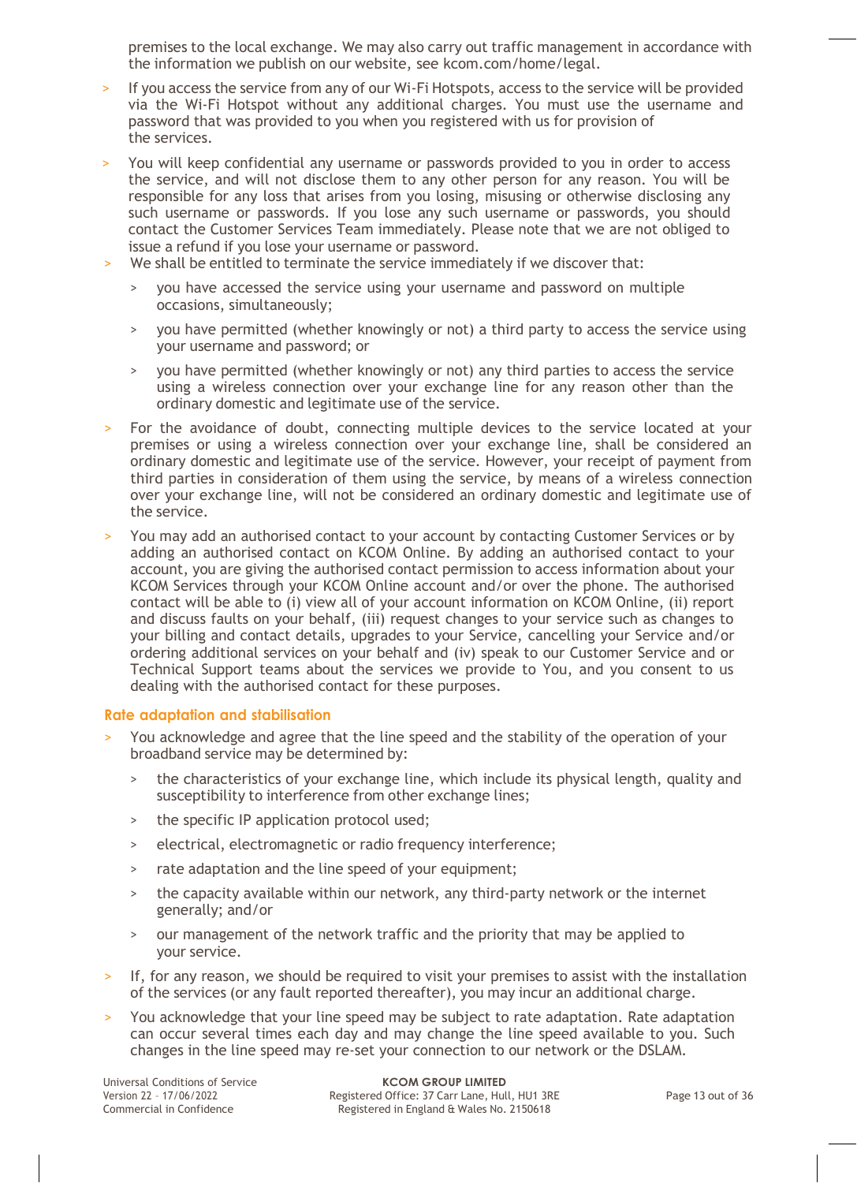premises to the local exchange. We may also carry out traffic management in accordance with the information we publish on our website, see kcom.com/home/legal.

- If you access the service from any of our Wi-Fi Hotspots, access to the service will be provided via the Wi-Fi Hotspot without any additional charges. You must use the username and password that was provided to you when you registered with us for provision of the services.
- You will keep confidential any username or passwords provided to you in order to access the service, and will not disclose them to any other person for any reason. You will be responsible for any loss that arises from you losing, misusing or otherwise disclosing any such username or passwords. If you lose any such username or passwords, you should contact the Customer Services Team immediately. Please note that we are not obliged to issue a refund if you lose your username or password.
- We shall be entitled to terminate the service immediately if we discover that:
  - you have accessed the service using your username and password on multiple occasions, simultaneously;
  - you have permitted (whether knowingly or not) a third party to access the service using your username and password; or
  - you have permitted (whether knowingly or not) any third parties to access the service using a wireless connection over your exchange line for any reason other than the ordinary domestic and legitimate use of the service.
- For the avoidance of doubt, connecting multiple devices to the service located at your premises or using a wireless connection over your exchange line, shall be considered an ordinary domestic and legitimate use of the service. However, your receipt of payment from third parties in consideration of them using the service, by means of a wireless connection over your exchange line, will not be considered an ordinary domestic and legitimate use of the service.
- You may add an authorised contact to your account by contacting Customer Services or by adding an authorised contact on KCOM Online. By adding an authorised contact to your account, you are giving the authorised contact permission to access information about your KCOM Services through your KCOM Online account and/or over the phone. The authorised contact will be able to (i) view all of your account information on KCOM Online, (ii) report and discuss faults on your behalf, (iii) request changes to your service such as changes to your billing and contact details, upgrades to your Service, cancelling your Service and/or ordering additional services on your behalf and (iv) speak to our Customer Service and or Technical Support teams about the services we provide to You, and you consent to us dealing with the authorised contact for these purposes.

### Rate adaptation and stabilisation

- You acknowledge and agree that the line speed and the stability of the operation of your broadband service may be determined by:
  - the characteristics of your exchange line, which include its physical length, quality and susceptibility to interference from other exchange lines;
  - the specific IP application protocol used;
  - electrical, electromagnetic or radio frequency interference;
  - rate adaptation and the line speed of your equipment;
  - the capacity available within our network, any third-party network or the internet generally; and/or
  - our management of the network traffic and the priority that may be applied to your service.
- If, for any reason, we should be required to visit your premises to assist with the installation of the services (or any fault reported thereafter), you may incur an additional charge.
- You acknowledge that your line speed may be subject to rate adaptation. Rate adaptation can occur several times each day and may change the line speed available to you. Such changes in the line speed may re-set your connection to our network or the DSLAM.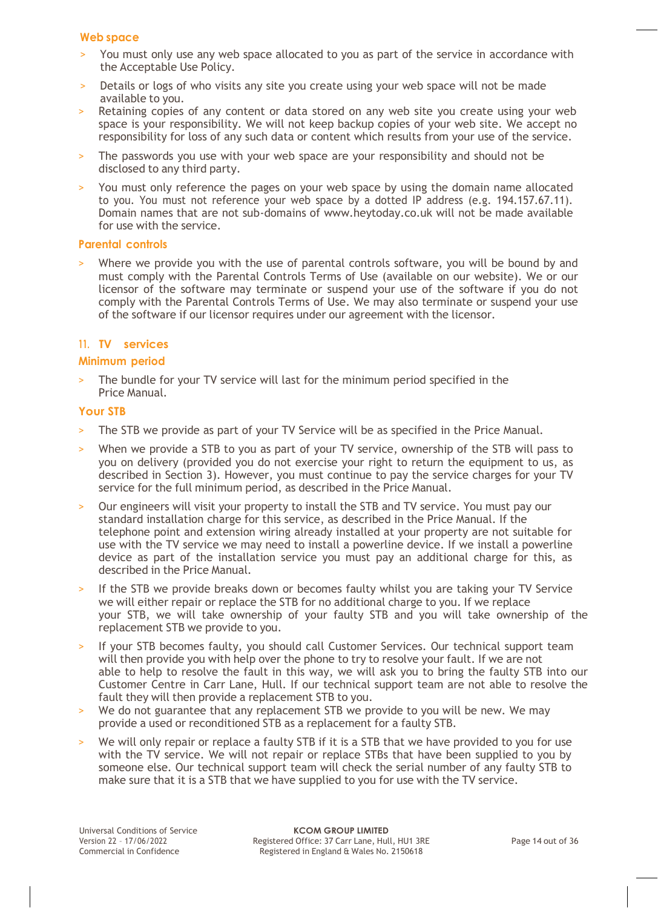### Web space

- You must only use any web space allocated to you as part of the service in accordance with the Acceptable Use Policy.
- Details or logs of who visits any site you create using your web space will not be made available to you.
- Retaining copies of any content or data stored on any web site you create using your web space is your responsibility. We will not keep backup copies of your web site. We accept no responsibility for loss of any such data or content which results from your use of the service.
- The passwords you use with your web space are your responsibility and should not be disclosed to any third party.
- You must only reference the pages on your web space by using the domain name allocated to you. You must not reference your web space by a dotted IP address (e.g. 194.157.67.11). Domain names that are not sub-domains of www.heytoday.co.uk will not be made available for use with the service.

### Parental controls

- Where we provide you with the use of parental controls software, you will be bound by and must comply with the Parental Controls Terms of Use (available on our website). We or our licensor of the software may terminate or suspend your use of the software if you do not comply with the Parental Controls Terms of Use. We may also terminate or suspend your use of the software if our licensor requires under our agreement with the licensor.

## 11. TV services

### Minimum period

- The bundle for your TV service will last for the minimum period specified in the Price Manual.

### Your STB

- The STB we provide as part of your TV Service will be as specified in the Price Manual.
- When we provide a STB to you as part of your TV service, ownership of the STB will pass to you on delivery (provided you do not exercise your right to return the equipment to us, as described in Section 3). However, you must continue to pay the service charges for your TV service for the full minimum period, as described in the Price Manual.
- Our engineers will visit your property to install the STB and TV service. You must pay our standard installation charge for this service, as described in the Price Manual. If the telephone point and extension wiring already installed at your property are not suitable for use with the TV service we may need to install a powerline device. If we install a powerline device as part of the installation service you must pay an additional charge for this, as described in the Price Manual.
- If the STB we provide breaks down or becomes faulty whilst you are taking your TV Service we will either repair or replace the STB for no additional charge to you. If we replace your STB, we will take ownership of your faulty STB and you will take ownership of the replacement STB we provide to you.
- If your STB becomes faulty, you should call Customer Services. Our technical support team will then provide you with help over the phone to try to resolve your fault. If we are not able to help to resolve the fault in this way, we will ask you to bring the faulty STB into our Customer Centre in Carr Lane, Hull. If our technical support team are not able to resolve the fault they will then provide a replacement STB to you.
- We do not guarantee that any replacement STB we provide to you will be new. We may provide a used or reconditioned STB as a replacement for a faulty STB.
- We will only repair or replace a faulty STB if it is a STB that we have provided to you for use with the TV service. We will not repair or replace STBs that have been supplied to you by someone else. Our technical support team will check the serial number of any faulty STB to make sure that it is a STB that we have supplied to you for use with the TV service.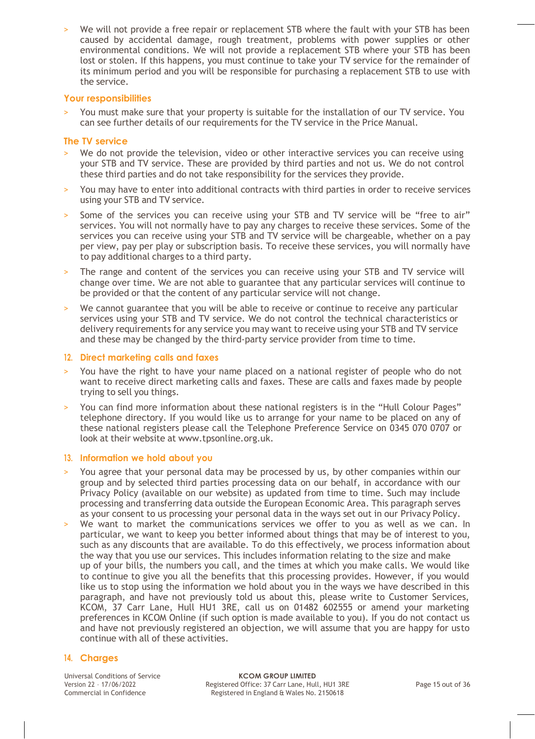- We will not provide a free repair or replacement STB where the fault with your STB has been caused by accidental damage, rough treatment, problems with power supplies or other environmental conditions. We will not provide a replacement STB where your STB has been lost or stolen. If this happens, you must continue to take your TV service for the remainder of its minimum period and you will be responsible for purchasing a replacement STB to use with the service.

### Your responsibilities

- You must make sure that your property is suitable for the installation of our TV service. You can see further details of our requirements for the TV service in the Price Manual.

### The TV service

- We do not provide the television, video or other interactive services you can receive using your STB and TV service. These are provided by third parties and not us. We do not control these third parties and do not take responsibility for the services they provide.
- You may have to enter into additional contracts with third parties in order to receive services using your STB and TV service.
- Some of the services you can receive using your STB and TV service will be “free to air” services. You will not normally have to pay any charges to receive these services. Some of the services you can receive using your STB and TV service will be chargeable, whether on a pay per view, pay per play or subscription basis. To receive these services, you will normally have to pay additional charges to a third party.
- The range and content of the services you can receive using your STB and TV service will change over time. We are not able to guarantee that any particular services will continue to be provided or that the content of any particular service will not change.
- We cannot guarantee that you will be able to receive or continue to receive any particular services using your STB and TV service. We do not control the technical characteristics or delivery requirements for any service you may want to receive using your STB and TV service and these may be changed by the third-party service provider from time to time.

## 12. Direct marketing calls and faxes

- You have the right to have your name placed on a national register of people who do not want to receive direct marketing calls and faxes. These are calls and faxes made by people trying to sell you things.
- You can find more information about these national registers is in the “Hull Colour Pages” telephone directory. If you would like us to arrange for your name to be placed on any of these national registers please call the Telephone Preference Service on 0345 070 0707 or look at their website at www.tpsonline.org.uk.

## 13. Information we hold about you

- You agree that your personal data may be processed by us, by other companies within our group and by selected third parties processing data on our behalf, in accordance with our Privacy Policy (available on our website) as updated from time to time. Such may include processing and transferring data outside the European Economic Area. This paragraph serves as your consent to us processing your personal data in the ways set out in our Privacy Policy.
- We want to market the communications services we offer to you as well as we can. In particular, we want to keep you better informed about things that may be of interest to you, such as any discounts that are available. To do this effectively, we process information about the way that you use our services. This includes information relating to the size and make up of your bills, the numbers you call, and the times at which you make calls. We would like to continue to give you all the benefits that this processing provides. However, if you would like us to stop using the information we hold about you in the ways we have described in this paragraph, and have not previously told us about this, please write to Customer Services, KCOM, 37 Carr Lane, Hull HU1 3RE, call us on 01482 602555 or amend your marketing preferences in KCOM Online (if such option is made available to you). If you do not contact us and have not previously registered an objection, we will assume that you are happy for us to continue with all of these activities.

## 14. Charges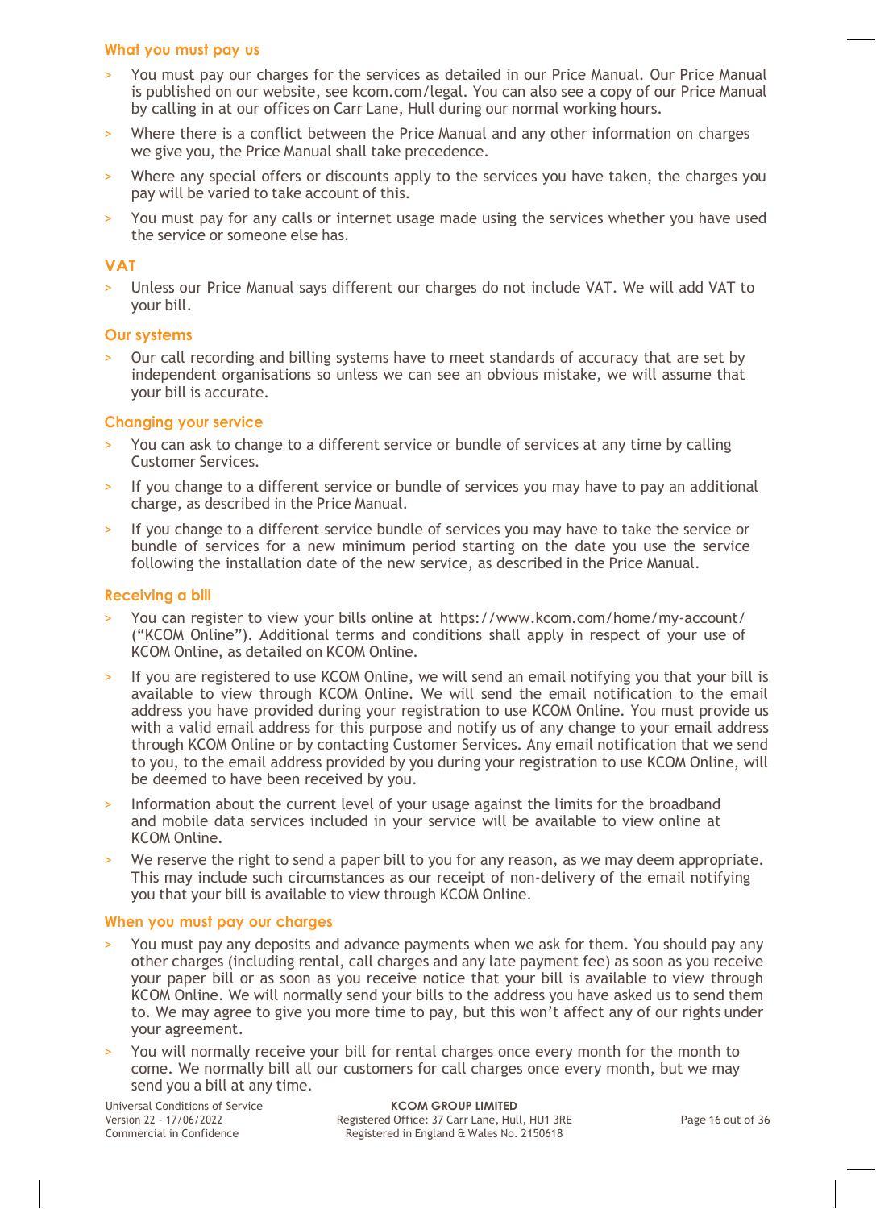### What you must pay us

- You must pay our charges for the services as detailed in our Price Manual. Our Price Manual is published on our website, see kcom.com/legal. You can also see a copy of our Price Manual by calling in at our offices on Carr Lane, Hull during our normal working hours.
- Where there is a conflict between the Price Manual and any other information on charges we give you, the Price Manual shall take precedence.
- Where any special offers or discounts apply to the services you have taken, the charges you pay will be varied to take account of this.
- You must pay for any calls or internet usage made using the services whether you have used the service or someone else has.

### VAT

- Unless our Price Manual says different our charges do not include VAT. We will add VAT to your bill.

### Our systems

- Our call recording and billing systems have to meet standards of accuracy that are set by independent organisations so unless we can see an obvious mistake, we will assume that your bill is accurate.

### Changing your service

- You can ask to change to a different service or bundle of services at any time by calling Customer Services.
- If you change to a different service or bundle of services you may have to pay an additional charge, as described in the Price Manual.
- If you change to a different service bundle of services you may have to take the service or bundle of services for a new minimum period starting on the date you use the service following the installation date of the new service, as described in the Price Manual.

### Receiving a bill

- You can register to view your bills online at https://www.kcom.com/home/my-account/ (“KCOM Online”). Additional terms and conditions shall apply in respect of your use of KCOM Online, as detailed on KCOM Online.
- If you are registered to use KCOM Online, we will send an email notifying you that your bill is available to view through KCOM Online. We will send the email notification to the email address you have provided during your registration to use KCOM Online. You must provide us with a valid email address for this purpose and notify us of any change to your email address through KCOM Online or by contacting Customer Services. Any email notification that we send to you, to the email address provided by you during your registration to use KCOM Online, will be deemed to have been received by you.
- Information about the current level of your usage against the limits for the broadband and mobile data services included in your service will be available to view online at KCOM Online.
- We reserve the right to send a paper bill to you for any reason, as we may deem appropriate. This may include such circumstances as our receipt of non-delivery of the email notifying you that your bill is available to view through KCOM Online.

### When you must pay our charges

- You must pay any deposits and advance payments when we ask for them. You should pay any other charges (including rental, call charges and any late payment fee) as soon as you receive your paper bill or as soon as you receive notice that your bill is available to view through KCOM Online. We will normally send your bills to the address you have asked us to send them to. We may agree to give you more time to pay, but this won’t affect any of our rights under your agreement.
- You will normally receive your bill for rental charges once every month for the month to come. We normally bill all our customers for call charges once every month, but we may send you a bill at any time.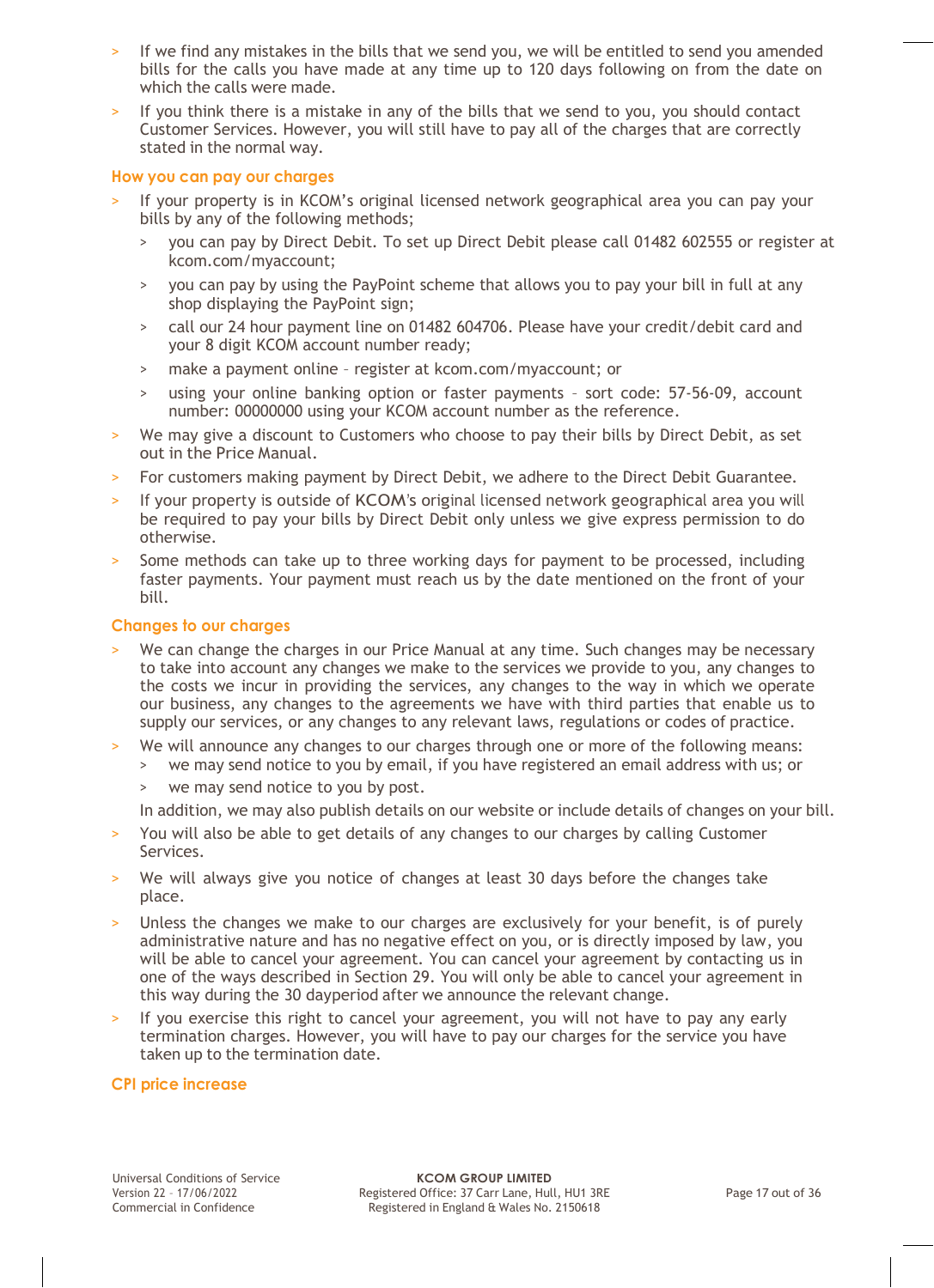- If we find any mistakes in the bills that we send you, we will be entitled to send you amended bills for the calls you have made at any time up to 120 days following on from the date on which the calls were made.
- If you think there is a mistake in any of the bills that we send to you, you should contact Customer Services. However, you will still have to pay all of the charges that are correctly stated in the normal way.

### How you can pay our charges

- If your property is in KCOM's original licensed network geographical area you can pay your bills by any of the following methods;
  - you can pay by Direct Debit. To set up Direct Debit please call 01482 602555 or register at kcom.com/myaccount;
  - you can pay by using the PayPoint scheme that allows you to pay your bill in full at any shop displaying the PayPoint sign;
  - call our 24 hour payment line on 01482 604706. Please have your credit/debit card and your 8 digit KCOM account number ready;
  - make a payment online – register at kcom.com/myaccount; or
  - using your online banking option or faster payments – sort code: 57-56-09, account number: 00000000 using your KCOM account number as the reference.
- We may give a discount to Customers who choose to pay their bills by Direct Debit, as set out in the Price Manual.
- For customers making payment by Direct Debit, we adhere to the Direct Debit Guarantee.
- If your property is outside of KCOM's original licensed network geographical area you will be required to pay your bills by Direct Debit only unless we give express permission to do otherwise.
- Some methods can take up to three working days for payment to be processed, including faster payments. Your payment must reach us by the date mentioned on the front of your bill.

### Changes to our charges

- We can change the charges in our Price Manual at any time. Such changes may be necessary to take into account any changes we make to the services we provide to you, any changes to the costs we incur in providing the services, any changes to the way in which we operate our business, any changes to the agreements we have with third parties that enable us to supply our services, or any changes to any relevant laws, regulations or codes of practice.
- We will announce any changes to our charges through one or more of the following means:
  - we may send notice to you by email, if you have registered an email address with us; or
  - we may send notice to you by post.

  In addition, we may also publish details on our website or include details of changes on your bill.
- You will also be able to get details of any changes to our charges by calling Customer Services.
- We will always give you notice of changes at least 30 days before the changes take place.
- Unless the changes we make to our charges are exclusively for your benefit, is of purely administrative nature and has no negative effect on you, or is directly imposed by law, you will be able to cancel your agreement. You can cancel your agreement by contacting us in one of the ways described in Section 29. You will only be able to cancel your agreement in this way during the 30 dayperiod after we announce the relevant change.
- If you exercise this right to cancel your agreement, you will not have to pay any early termination charges. However, you will have to pay our charges for the service you have taken up to the termination date.

### CPI price increase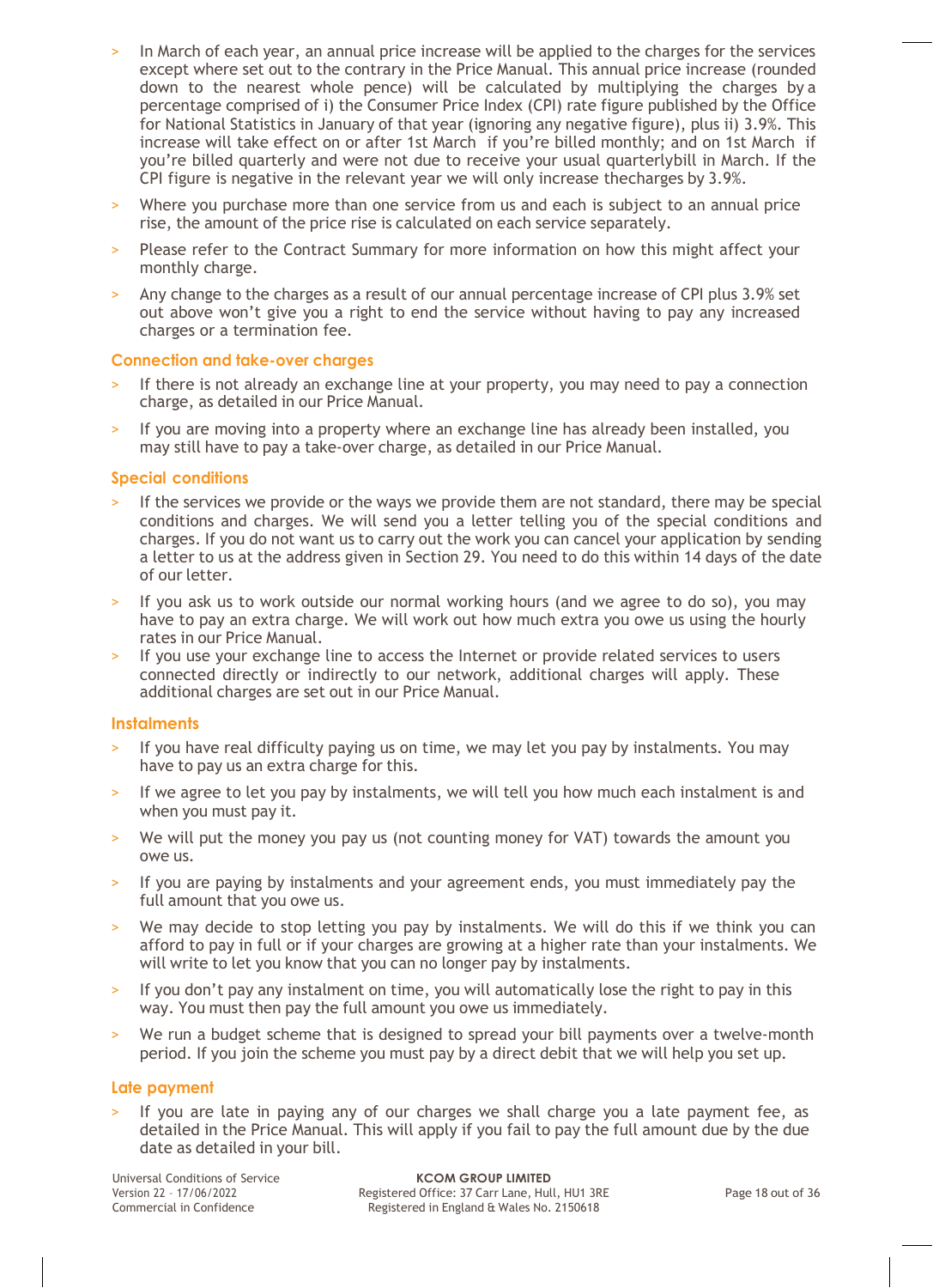- In March of each year, an annual price increase will be applied to the charges for the services except where set out to the contrary in the Price Manual. This annual price increase (rounded down to the nearest whole pence) will be calculated by multiplying the charges by a percentage comprised of i) the Consumer Price Index (CPI) rate figure published by the Office for National Statistics in January of that year (ignoring any negative figure), plus ii) 3.9%. This increase will take effect on or after 1st March if you're billed monthly; and on 1st March if you're billed quarterly and were not due to receive your usual quarterlybill in March. If the CPI figure is negative in the relevant year we will only increase thecharges by 3.9%.
- Where you purchase more than one service from us and each is subject to an annual price rise, the amount of the price rise is calculated on each service separately.
- Please refer to the Contract Summary for more information on how this might affect your monthly charge.
- Any change to the charges as a result of our annual percentage increase of CPI plus 3.9% set out above won't give you a right to end the service without having to pay any increased charges or a termination fee.

### Connection and take-over charges

- If there is not already an exchange line at your property, you may need to pay a connection charge, as detailed in our Price Manual.
- If you are moving into a property where an exchange line has already been installed, you may still have to pay a take-over charge, as detailed in our Price Manual.

### Special conditions

- If the services we provide or the ways we provide them are not standard, there may be special conditions and charges. We will send you a letter telling you of the special conditions and charges. If you do not want us to carry out the work you can cancel your application by sending a letter to us at the address given in Section 29. You need to do this within 14 days of the date of our letter.
- If you ask us to work outside our normal working hours (and we agree to do so), you may have to pay an extra charge. We will work out how much extra you owe us using the hourly rates in our Price Manual.
- If you use your exchange line to access the Internet or provide related services to users connected directly or indirectly to our network, additional charges will apply. These additional charges are set out in our Price Manual.

### Instalments

- If you have real difficulty paying us on time, we may let you pay by instalments. You may have to pay us an extra charge for this.
- If we agree to let you pay by instalments, we will tell you how much each instalment is and when you must pay it.
- We will put the money you pay us (not counting money for VAT) towards the amount you owe us.
- If you are paying by instalments and your agreement ends, you must immediately pay the full amount that you owe us.
- We may decide to stop letting you pay by instalments. We will do this if we think you can afford to pay in full or if your charges are growing at a higher rate than your instalments. We will write to let you know that you can no longer pay by instalments.
- If you don't pay any instalment on time, you will automatically lose the right to pay in this way. You must then pay the full amount you owe us immediately.
- We run a budget scheme that is designed to spread your bill payments over a twelve-month period. If you join the scheme you must pay by a direct debit that we will help you set up.

### Late payment

- If you are late in paying any of our charges we shall charge you a late payment fee, as detailed in the Price Manual. This will apply if you fail to pay the full amount due by the due date as detailed in your bill.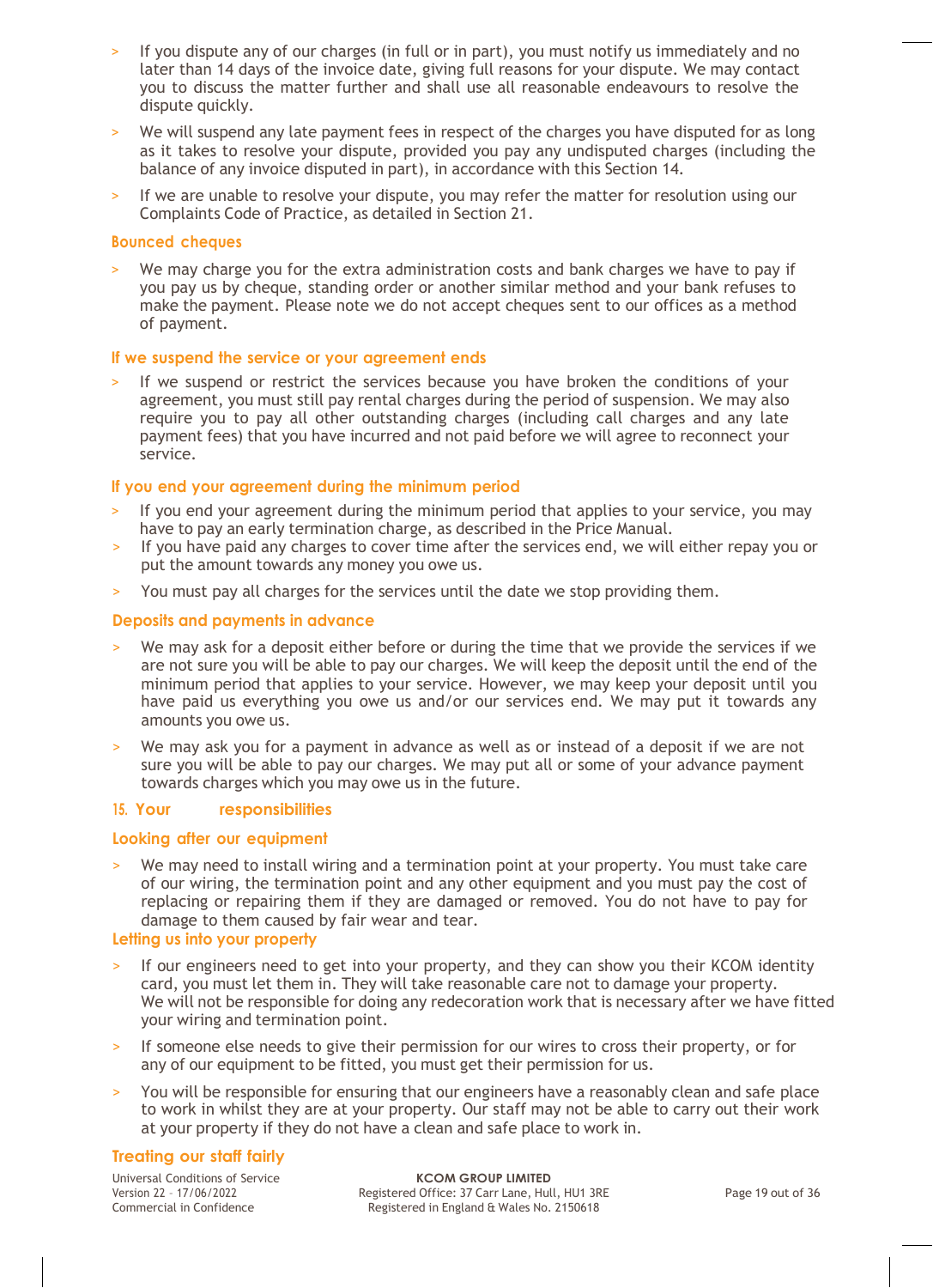- If you dispute any of our charges (in full or in part), you must notify us immediately and no later than 14 days of the invoice date, giving full reasons for your dispute. We may contact you to discuss the matter further and shall use all reasonable endeavours to resolve the dispute quickly.
- We will suspend any late payment fees in respect of the charges you have disputed for as long as it takes to resolve your dispute, provided you pay any undisputed charges (including the balance of any invoice disputed in part), in accordance with this Section 14.
- If we are unable to resolve your dispute, you may refer the matter for resolution using our Complaints Code of Practice, as detailed in Section 21.

### Bounced cheques

- We may charge you for the extra administration costs and bank charges we have to pay if you pay us by cheque, standing order or another similar method and your bank refuses to make the payment. Please note we do not accept cheques sent to our offices as a method of payment.

### If we suspend the service or your agreement ends

- If we suspend or restrict the services because you have broken the conditions of your agreement, you must still pay rental charges during the period of suspension. We may also require you to pay all other outstanding charges (including call charges and any late payment fees) that you have incurred and not paid before we will agree to reconnect your service.

### If you end your agreement during the minimum period

- If you end your agreement during the minimum period that applies to your service, you may have to pay an early termination charge, as described in the Price Manual.
- If you have paid any charges to cover time after the services end, we will either repay you or put the amount towards any money you owe us.
- You must pay all charges for the services until the date we stop providing them.

### Deposits and payments in advance

- We may ask for a deposit either before or during the time that we provide the services if we are not sure you will be able to pay our charges. We will keep the deposit until the end of the minimum period that applies to your service. However, we may keep your deposit until you have paid us everything you owe us and/or our services end. We may put it towards any amounts you owe us.
- We may ask you for a payment in advance as well as or instead of a deposit if we are not sure you will be able to pay our charges. We may put all or some of your advance payment towards charges which you may owe us in the future.

## 15. Your responsibilities

### Looking after our equipment

- We may need to install wiring and a termination point at your property. You must take care of our wiring, the termination point and any other equipment and you must pay the cost of replacing or repairing them if they are damaged or removed. You do not have to pay for damage to them caused by fair wear and tear.

### Letting us into your property

- If our engineers need to get into your property, and they can show you their KCOM identity card, you must let them in. They will take reasonable care not to damage your property. We will not be responsible for doing any redecoration work that is necessary after we have fitted your wiring and termination point.
- If someone else needs to give their permission for our wires to cross their property, or for any of our equipment to be fitted, you must get their permission for us.
- You will be responsible for ensuring that our engineers have a reasonably clean and safe place to work in whilst they are at your property. Our staff may not be able to carry out their work at your property if they do not have a clean and safe place to work in.

### Treating our staff fairly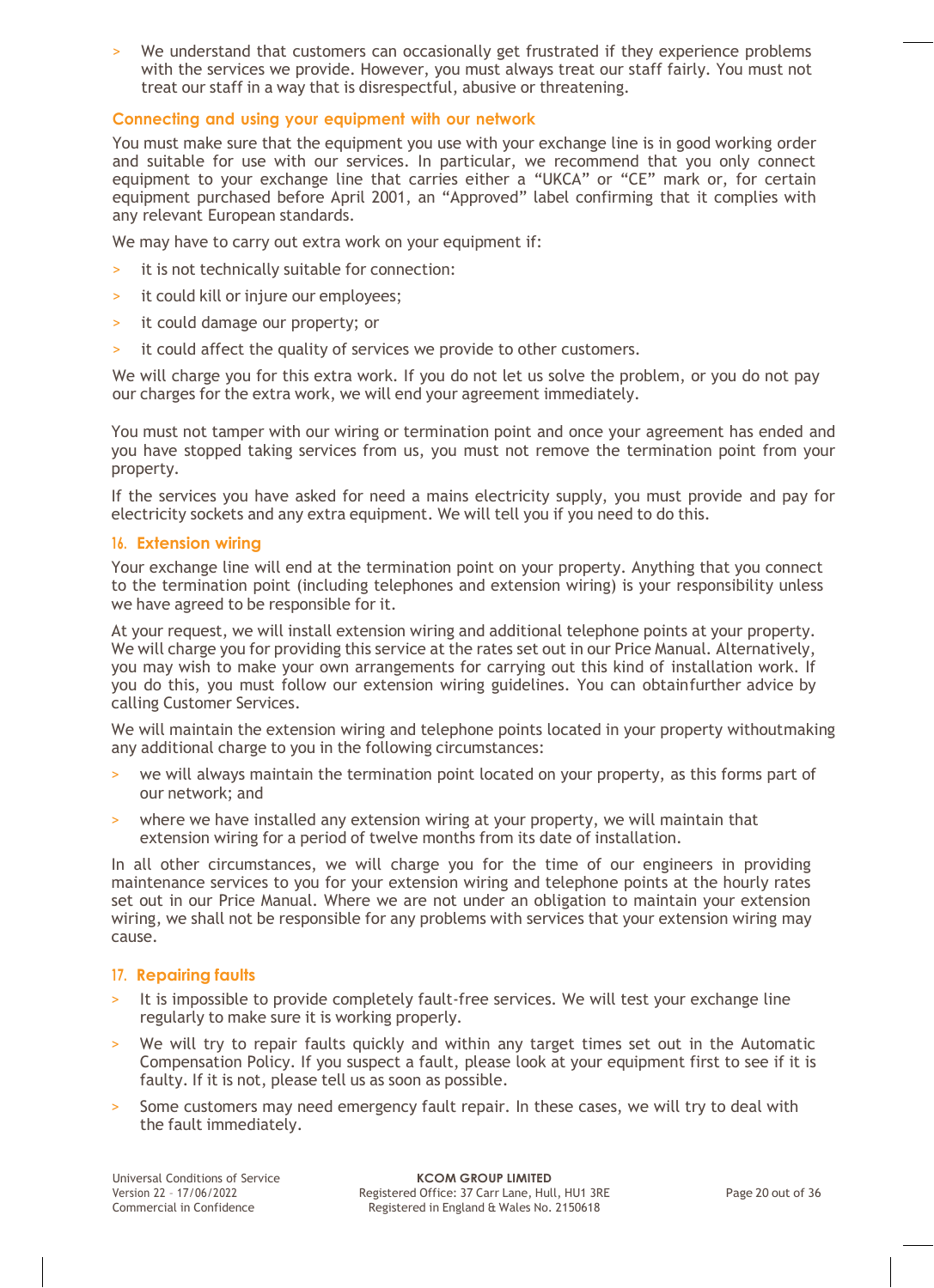- We understand that customers can occasionally get frustrated if they experience problems with the services we provide. However, you must always treat our staff fairly. You must not treat our staff in a way that is disrespectful, abusive or threatening.

### Connecting and using your equipment with our network

You must make sure that the equipment you use with your exchange line is in good working order and suitable for use with our services. In particular, we recommend that you only connect equipment to your exchange line that carries either a "UKCA" or "CE" mark or, for certain equipment purchased before April 2001, an "Approved" label confirming that it complies with any relevant European standards.

We may have to carry out extra work on your equipment if:

- it is not technically suitable for connection:
- it could kill or injure our employees;
- it could damage our property; or
- it could affect the quality of services we provide to other customers.

We will charge you for this extra work. If you do not let us solve the problem, or you do not pay our charges for the extra work, we will end your agreement immediately.

You must not tamper with our wiring or termination point and once your agreement has ended and you have stopped taking services from us, you must not remove the termination point from your property.

If the services you have asked for need a mains electricity supply, you must provide and pay for electricity sockets and any extra equipment. We will tell you if you need to do this.

## 16. Extension wiring

Your exchange line will end at the termination point on your property. Anything that you connect to the termination point (including telephones and extension wiring) is your responsibility unless we have agreed to be responsible for it.

At your request, we will install extension wiring and additional telephone points at your property. We will charge you for providing this service at the rates set out in our Price Manual. Alternatively, you may wish to make your own arrangements for carrying out this kind of installation work. If you do this, you must follow our extension wiring guidelines. You can obtainfurther advice by calling Customer Services.

We will maintain the extension wiring and telephone points located in your property withoutmaking any additional charge to you in the following circumstances:

- we will always maintain the termination point located on your property, as this forms part of our network; and
- where we have installed any extension wiring at your property, we will maintain that extension wiring for a period of twelve months from its date of installation.

In all other circumstances, we will charge you for the time of our engineers in providing maintenance services to you for your extension wiring and telephone points at the hourly rates set out in our Price Manual. Where we are not under an obligation to maintain your extension wiring, we shall not be responsible for any problems with services that your extension wiring may cause.

## 17. Repairing faults

- It is impossible to provide completely fault-free services. We will test your exchange line regularly to make sure it is working properly.
- We will try to repair faults quickly and within any target times set out in the Automatic Compensation Policy. If you suspect a fault, please look at your equipment first to see if it is faulty. If it is not, please tell us as soon as possible.
- Some customers may need emergency fault repair. In these cases, we will try to deal with the fault immediately.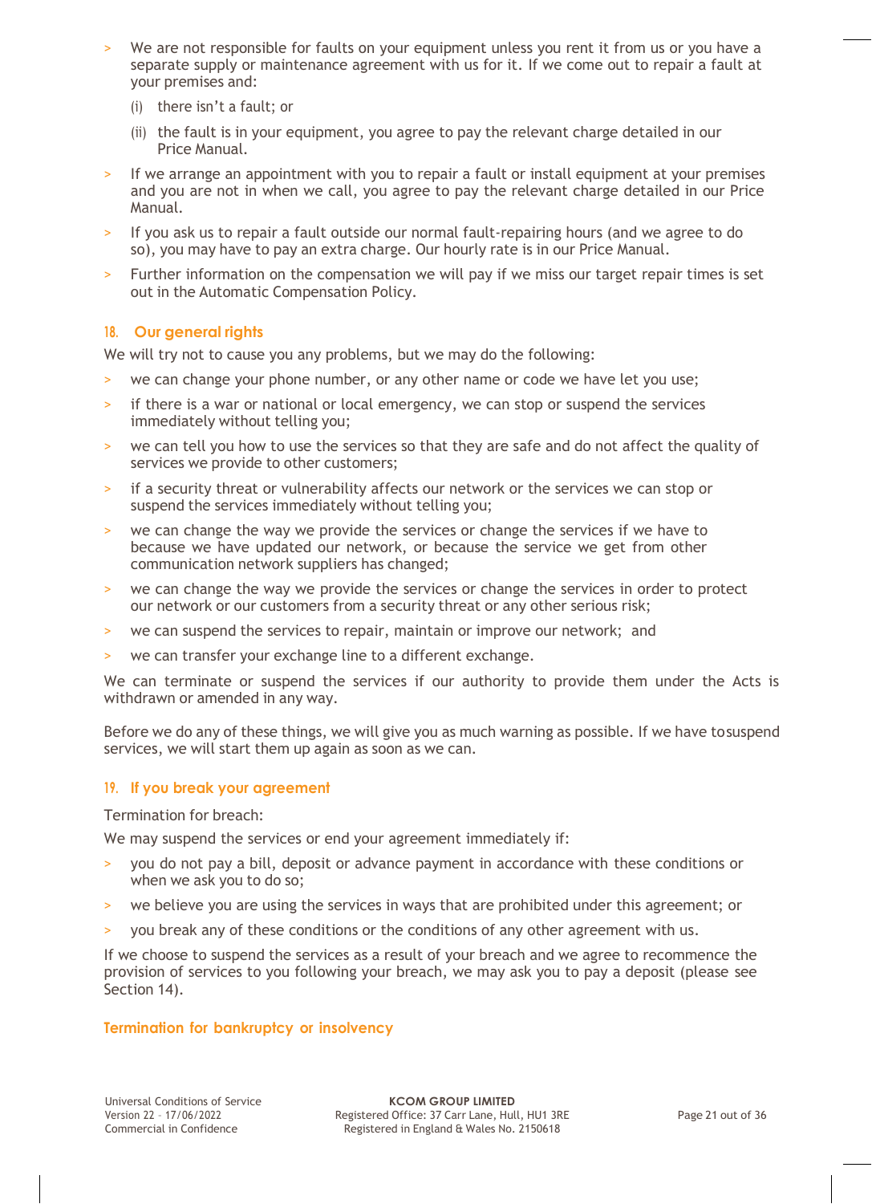- We are not responsible for faults on your equipment unless you rent it from us or you have a separate supply or maintenance agreement with us for it. If we come out to repair a fault at your premises and:
  - (i) there isn't a fault; or
  - (ii) the fault is in your equipment, you agree to pay the relevant charge detailed in our Price Manual.
- If we arrange an appointment with you to repair a fault or install equipment at your premises and you are not in when we call, you agree to pay the relevant charge detailed in our Price Manual.
- If you ask us to repair a fault outside our normal fault-repairing hours (and we agree to do so), you may have to pay an extra charge. Our hourly rate is in our Price Manual.
- Further information on the compensation we will pay if we miss our target repair times is set out in the Automatic Compensation Policy.

## 18. Our general rights

We will try not to cause you any problems, but we may do the following:

- we can change your phone number, or any other name or code we have let you use;
- if there is a war or national or local emergency, we can stop or suspend the services immediately without telling you;
- we can tell you how to use the services so that they are safe and do not affect the quality of services we provide to other customers;
- if a security threat or vulnerability affects our network or the services we can stop or suspend the services immediately without telling you;
- we can change the way we provide the services or change the services if we have to because we have updated our network, or because the service we get from other communication network suppliers has changed;
- we can change the way we provide the services or change the services in order to protect our network or our customers from a security threat or any other serious risk;
- we can suspend the services to repair, maintain or improve our network; and
- we can transfer your exchange line to a different exchange.

We can terminate or suspend the services if our authority to provide them under the Acts is withdrawn or amended in any way.

Before we do any of these things, we will give you as much warning as possible. If we have to suspend services, we will start them up again as soon as we can.

## 19. If you break your agreement

Termination for breach:

We may suspend the services or end your agreement immediately if:

- you do not pay a bill, deposit or advance payment in accordance with these conditions or when we ask you to do so;
- we believe you are using the services in ways that are prohibited under this agreement; or
- you break any of these conditions or the conditions of any other agreement with us.

If we choose to suspend the services as a result of your breach and we agree to recommence the provision of services to you following your breach, we may ask you to pay a deposit (please see Section 14).

### Termination for bankruptcy or insolvency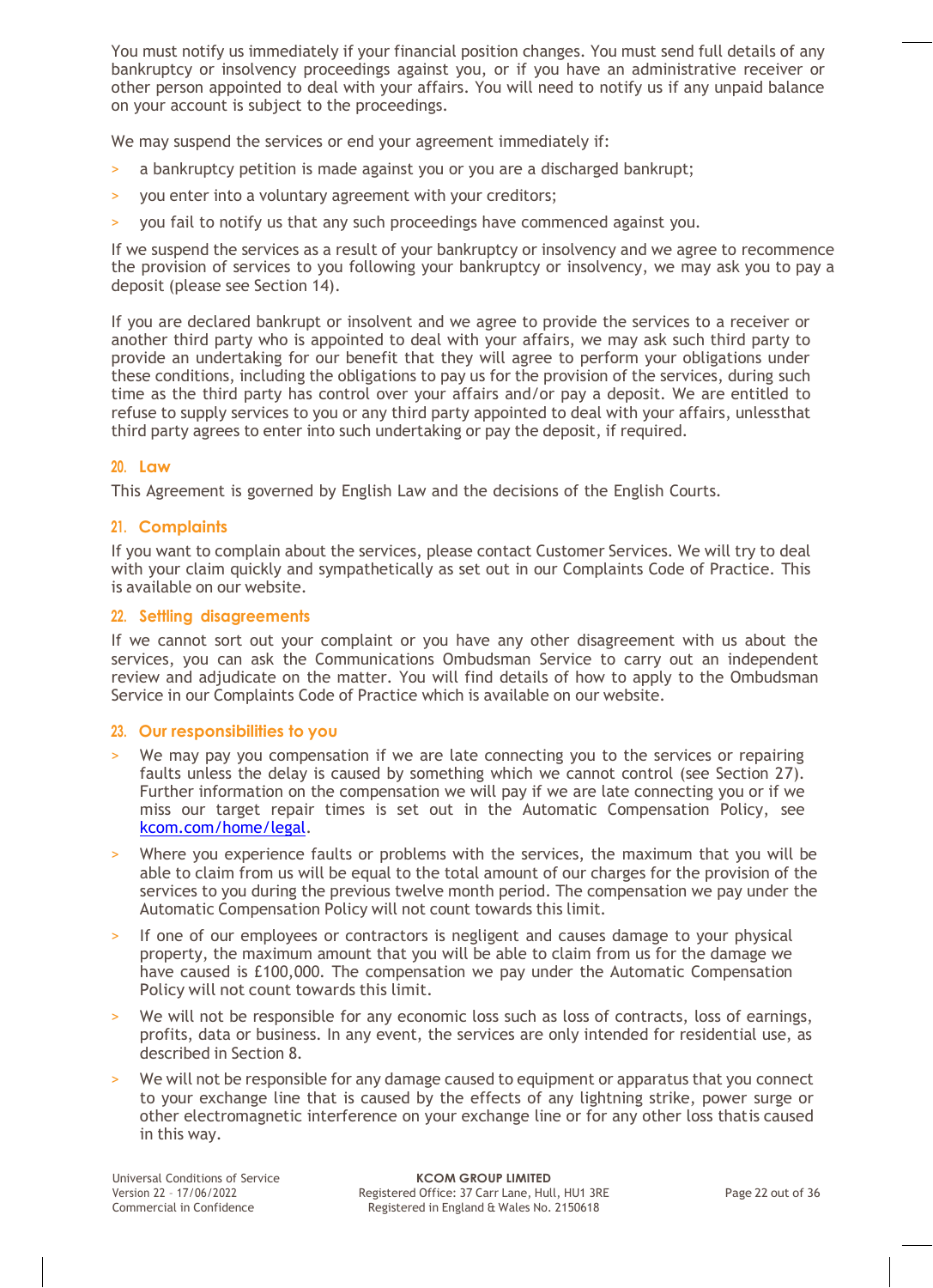You must notify us immediately if your financial position changes. You must send full details of any bankruptcy or insolvency proceedings against you, or if you have an administrative receiver or other person appointed to deal with your affairs. You will need to notify us if any unpaid balance on your account is subject to the proceedings.

We may suspend the services or end your agreement immediately if:

- a bankruptcy petition is made against you or you are a discharged bankrupt;
- you enter into a voluntary agreement with your creditors;
- you fail to notify us that any such proceedings have commenced against you.

If we suspend the services as a result of your bankruptcy or insolvency and we agree to recommence the provision of services to you following your bankruptcy or insolvency, we may ask you to pay a deposit (please see Section 14).

If you are declared bankrupt or insolvent and we agree to provide the services to a receiver or another third party who is appointed to deal with your affairs, we may ask such third party to provide an undertaking for our benefit that they will agree to perform your obligations under these conditions, including the obligations to pay us for the provision of the services, during such time as the third party has control over your affairs and/or pay a deposit. We are entitled to refuse to supply services to you or any third party appointed to deal with your affairs, unlessthat third party agrees to enter into such undertaking or pay the deposit, if required.

## 20. Law

This Agreement is governed by English Law and the decisions of the English Courts.

## 21. Complaints

If you want to complain about the services, please contact Customer Services. We will try to deal with your claim quickly and sympathetically as set out in our Complaints Code of Practice. This is available on our website.

## 22. Settling disagreements

If we cannot sort out your complaint or you have any other disagreement with us about the services, you can ask the Communications Ombudsman Service to carry out an independent review and adjudicate on the matter. You will find details of how to apply to the Ombudsman Service in our Complaints Code of Practice which is available on our website.

## 23. Our responsibilities to you

- We may pay you compensation if we are late connecting you to the services or repairing faults unless the delay is caused by something which we cannot control (see Section 27). Further information on the compensation we will pay if we are late connecting you or if we miss our target repair times is set out in the Automatic Compensation Policy, see kcom.com/home/legal.
- Where you experience faults or problems with the services, the maximum that you will be able to claim from us will be equal to the total amount of our charges for the provision of the services to you during the previous twelve month period. The compensation we pay under the Automatic Compensation Policy will not count towards this limit.
- If one of our employees or contractors is negligent and causes damage to your physical property, the maximum amount that you will be able to claim from us for the damage we have caused is £100,000. The compensation we pay under the Automatic Compensation Policy will not count towards this limit.
- We will not be responsible for any economic loss such as loss of contracts, loss of earnings, profits, data or business. In any event, the services are only intended for residential use, as described in Section 8.
- We will not be responsible for any damage caused to equipment or apparatus that you connect to your exchange line that is caused by the effects of any lightning strike, power surge or other electromagnetic interference on your exchange line or for any other loss thatis caused in this way.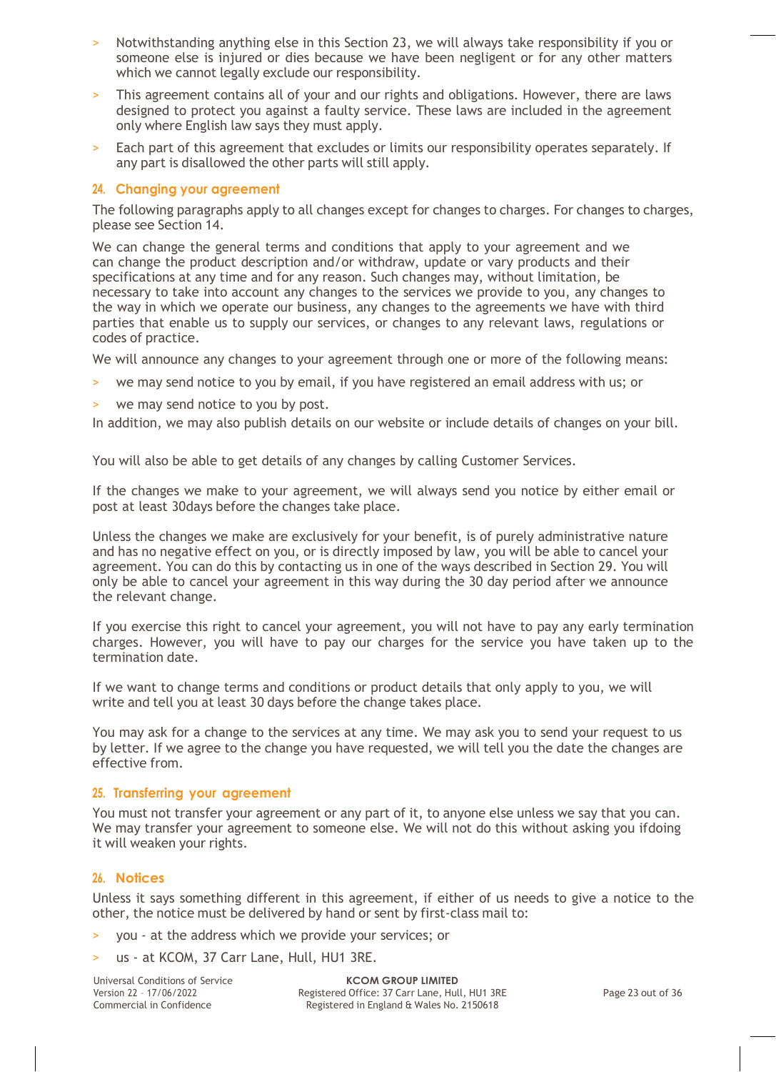- Notwithstanding anything else in this Section 23, we will always take responsibility if you or someone else is injured or dies because we have been negligent or for any other matters which we cannot legally exclude our responsibility.
- This agreement contains all of your and our rights and obligations. However, there are laws designed to protect you against a faulty service. These laws are included in the agreement only where English law says they must apply.
- Each part of this agreement that excludes or limits our responsibility operates separately. If any part is disallowed the other parts will still apply.

## 24. Changing your agreement

The following paragraphs apply to all changes except for changes to charges. For changes to charges, please see Section 14.

We can change the general terms and conditions that apply to your agreement and we can change the product description and/or withdraw, update or vary products and their specifications at any time and for any reason. Such changes may, without limitation, be necessary to take into account any changes to the services we provide to you, any changes to the way in which we operate our business, any changes to the agreements we have with third parties that enable us to supply our services, or changes to any relevant laws, regulations or codes of practice.

We will announce any changes to your agreement through one or more of the following means:

- we may send notice to you by email, if you have registered an email address with us; or
- we may send notice to you by post.

In addition, we may also publish details on our website or include details of changes on your bill.

You will also be able to get details of any changes by calling Customer Services.

If the changes we make to your agreement, we will always send you notice by either email or post at least 30days before the changes take place.

Unless the changes we make are exclusively for your benefit, is of purely administrative nature and has no negative effect on you, or is directly imposed by law, you will be able to cancel your agreement. You can do this by contacting us in one of the ways described in Section 29. You will only be able to cancel your agreement in this way during the 30 day period after we announce the relevant change.

If you exercise this right to cancel your agreement, you will not have to pay any early termination charges. However, you will have to pay our charges for the service you have taken up to the termination date.

If we want to change terms and conditions or product details that only apply to you, we will write and tell you at least 30 days before the change takes place.

You may ask for a change to the services at any time. We may ask you to send your request to us by letter. If we agree to the change you have requested, we will tell you the date the changes are effective from.

## 25. Transferring your agreement

You must not transfer your agreement or any part of it, to anyone else unless we say that you can. We may transfer your agreement to someone else. We will not do this without asking you ifdoing it will weaken your rights.

## 26. Notices

Unless it says something different in this agreement, if either of us needs to give a notice to the other, the notice must be delivered by hand or sent by first-class mail to:

- you - at the address which we provide your services; or
- us - at KCOM, 37 Carr Lane, Hull, HU1 3RE.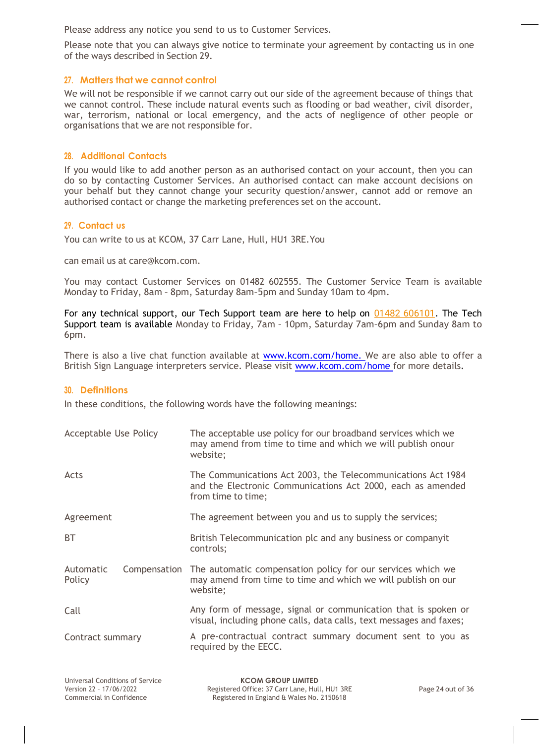Please address any notice you send to us to Customer Services.

Please note that you can always give notice to terminate your agreement by contacting us in one of the ways described in Section 29.

## 27. Matters that we cannot control

We will not be responsible if we cannot carry out our side of the agreement because of things that we cannot control. These include natural events such as flooding or bad weather, civil disorder, war, terrorism, national or local emergency, and the acts of negligence of other people or organisations that we are not responsible for.

## 28. Additional Contacts

If you would like to add another person as an authorised contact on your account, then you can do so by contacting Customer Services. An authorised contact can make account decisions on your behalf but they cannot change your security question/answer, cannot add or remove an authorised contact or change the marketing preferences set on the account.

## 29. Contact us

You can write to us at KCOM, 37 Carr Lane, Hull, HU1 3RE.You

can email us at care@kcom.com.

You may contact Customer Services on 01482 602555. The Customer Service Team is available Monday to Friday, 8am – 8pm, Saturday 8am–5pm and Sunday 10am to 4pm.

For any technical support, our Tech Support team are here to help on 01482 606101. The Tech Support team is available Monday to Friday, 7am – 10pm, Saturday 7am–6pm and Sunday 8am to 6pm.

There is also a live chat function available at www.kcom.com/home. We are also able to offer a British Sign Language interpreters service. Please visit www.kcom.com/home for more details.

## 30. Definitions

In these conditions, the following words have the following meanings:

| | |
|---|---|
| Acceptable Use Policy | The acceptable use policy for our broadband services which we may amend from time to time and which we will publish onour website; |
| Acts | The Communications Act 2003, the Telecommunications Act 1984 and the Electronic Communications Act 2000, each as amended from time to time; |
| Agreement | The agreement between you and us to supply the services; |
| BT | British Telecommunication plc and any business or companyit controls; |
| Automatic Compensation Policy | The automatic compensation policy for our services which we may amend from time to time and which we will publish on our website; |
| Call | Any form of message, signal or communication that is spoken or visual, including phone calls, data calls, text messages and faxes; |
| Contract summary | A pre-contractual contract summary document sent to you as required by the EECC. |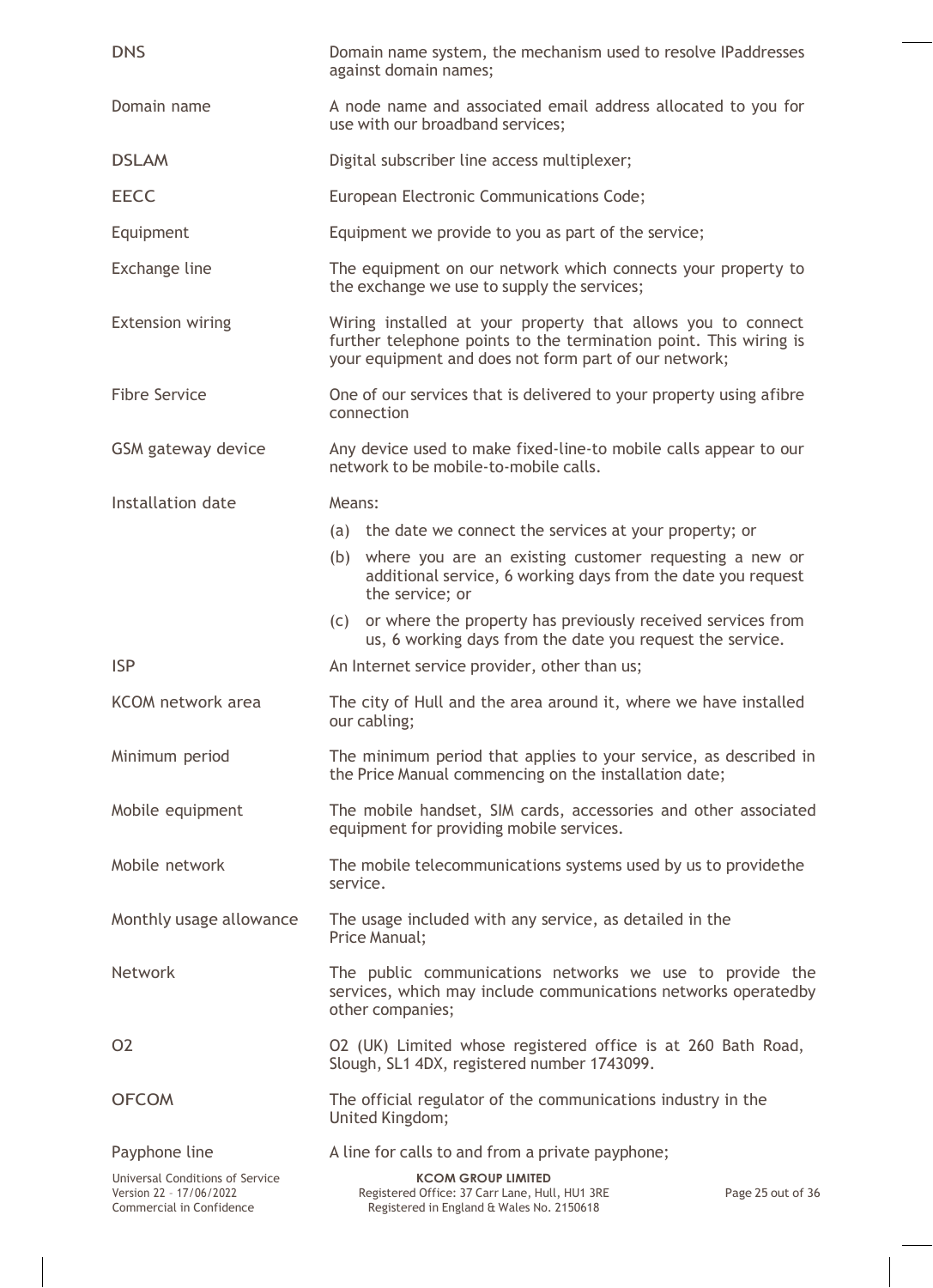| | |
|---|---|
| DNS | Domain name system, the mechanism used to resolve IPaddresses against domain names; |
| Domain name | A node name and associated email address allocated to you for use with our broadband services; |
| DSLAM | Digital subscriber line access multiplexer; |
| EECC | European Electronic Communications Code; |
| Equipment | Equipment we provide to you as part of the service; |
| Exchange line | The equipment on our network which connects your property to the exchange we use to supply the services; |
| Extension wiring | Wiring installed at your property that allows you to connect further telephone points to the termination point. This wiring is your equipment and does not form part of our network; |
| Fibre Service | One of our services that is delivered to your property using afibre connection |
| GSM gateway device | Any device used to make fixed-line-to mobile calls appear to our network to be mobile-to-mobile calls. |
| Installation date | Means:<br>(a) the date we connect the services at your property; or<br>(b) where you are an existing customer requesting a new or additional service, 6 working days from the date you request the service; or<br>(c) or where the property has previously received services from us, 6 working days from the date you request the service. |
| ISP | An Internet service provider, other than us; |
| KCOM network area | The city of Hull and the area around it, where we have installed our cabling; |
| Minimum period | The minimum period that applies to your service, as described in the Price Manual commencing on the installation date; |
| Mobile equipment | The mobile handset, SIM cards, accessories and other associated equipment for providing mobile services. |
| Mobile network | The mobile telecommunications systems used by us to providethe service. |
| Monthly usage allowance | The usage included with any service, as detailed in the Price Manual; |
| Network | The public communications networks we use to provide the services, which may include communications networks operatedby other companies; |
| O2 | O2 (UK) Limited whose registered office is at 260 Bath Road, Slough, SL1 4DX, registered number 1743099. |
| OFCOM | The official regulator of the communications industry in the United Kingdom; |
| Payphone line | A line for calls to and from a private payphone; |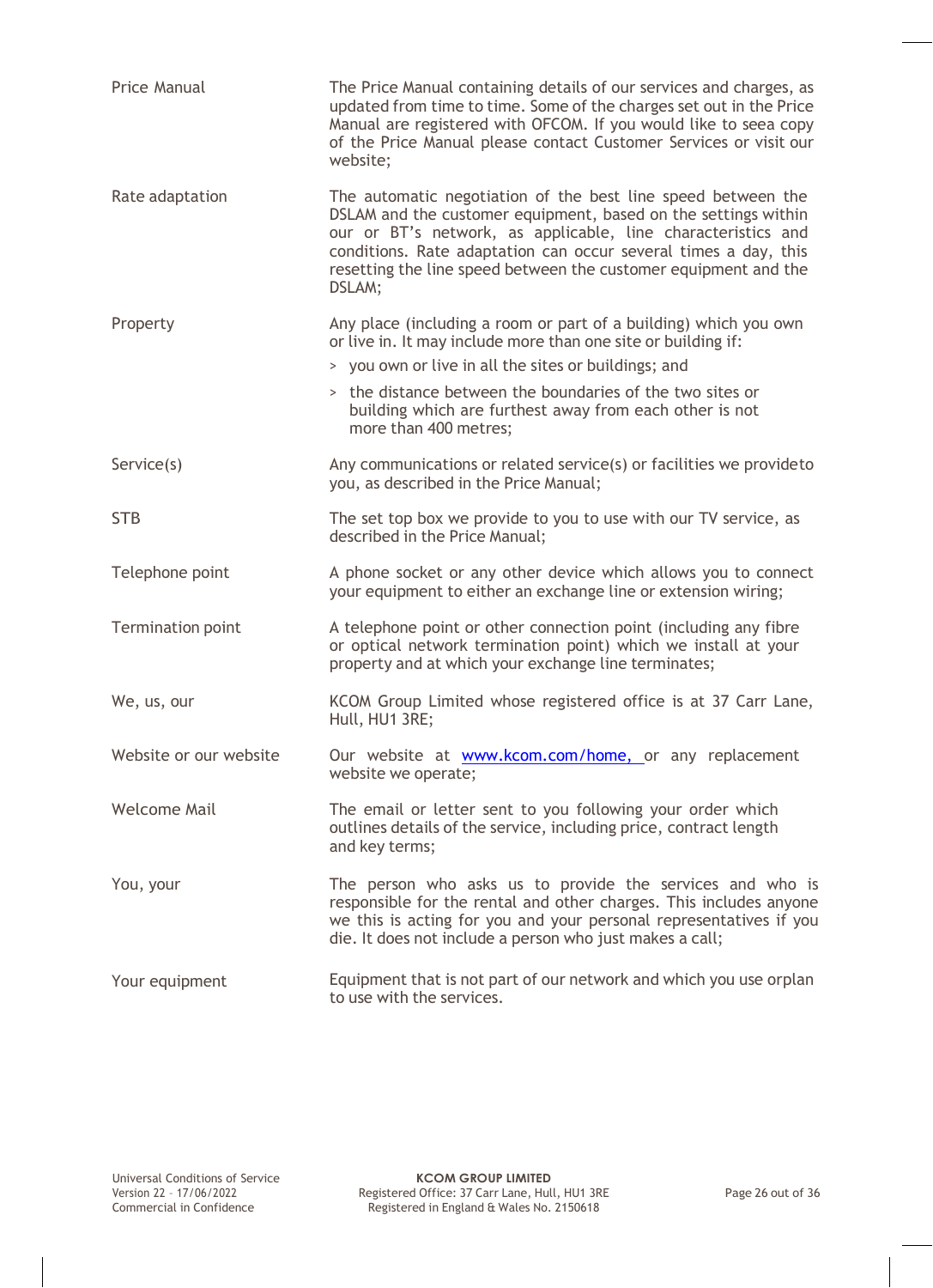| | |
|---|---|
| Price Manual | The Price Manual containing details of our services and charges, as updated from time to time. Some of the charges set out in the Price Manual are registered with OFCOM. If you would like to seea copy of the Price Manual please contact Customer Services or visit our website; |
| Rate adaptation | The automatic negotiation of the best line speed between the DSLAM and the customer equipment, based on the settings within our or BT's network, as applicable, line characteristics and conditions. Rate adaptation can occur several times a day, this resetting the line speed between the customer equipment and the DSLAM; |
| Property | Any place (including a room or part of a building) which you own or live in. It may include more than one site or building if:<br>> you own or live in all the sites or buildings; and<br>> the distance between the boundaries of the two sites or building which are furthest away from each other is not more than 400 metres; |
| Service(s) | Any communications or related service(s) or facilities we provideto you, as described in the Price Manual; |
| STB | The set top box we provide to you to use with our TV service, as described in the Price Manual; |
| Telephone point | A phone socket or any other device which allows you to connect your equipment to either an exchange line or extension wiring; |
| Termination point | A telephone point or other connection point (including any fibre or optical network termination point) which we install at your property and at which your exchange line terminates; |
| We, us, our | KCOM Group Limited whose registered office is at 37 Carr Lane, Hull, HU1 3RE; |
| Website or our website | Our website at www.kcom.com/home, or any replacement website we operate; |
| Welcome Mail | The email or letter sent to you following your order which outlines details of the service, including price, contract length and key terms; |
| You, your | The person who asks us to provide the services and who is responsible for the rental and other charges. This includes anyone we this is acting for you and your personal representatives if you die. It does not include a person who just makes a call; |
| Your equipment | Equipment that is not part of our network and which you use orplan to use with the services. |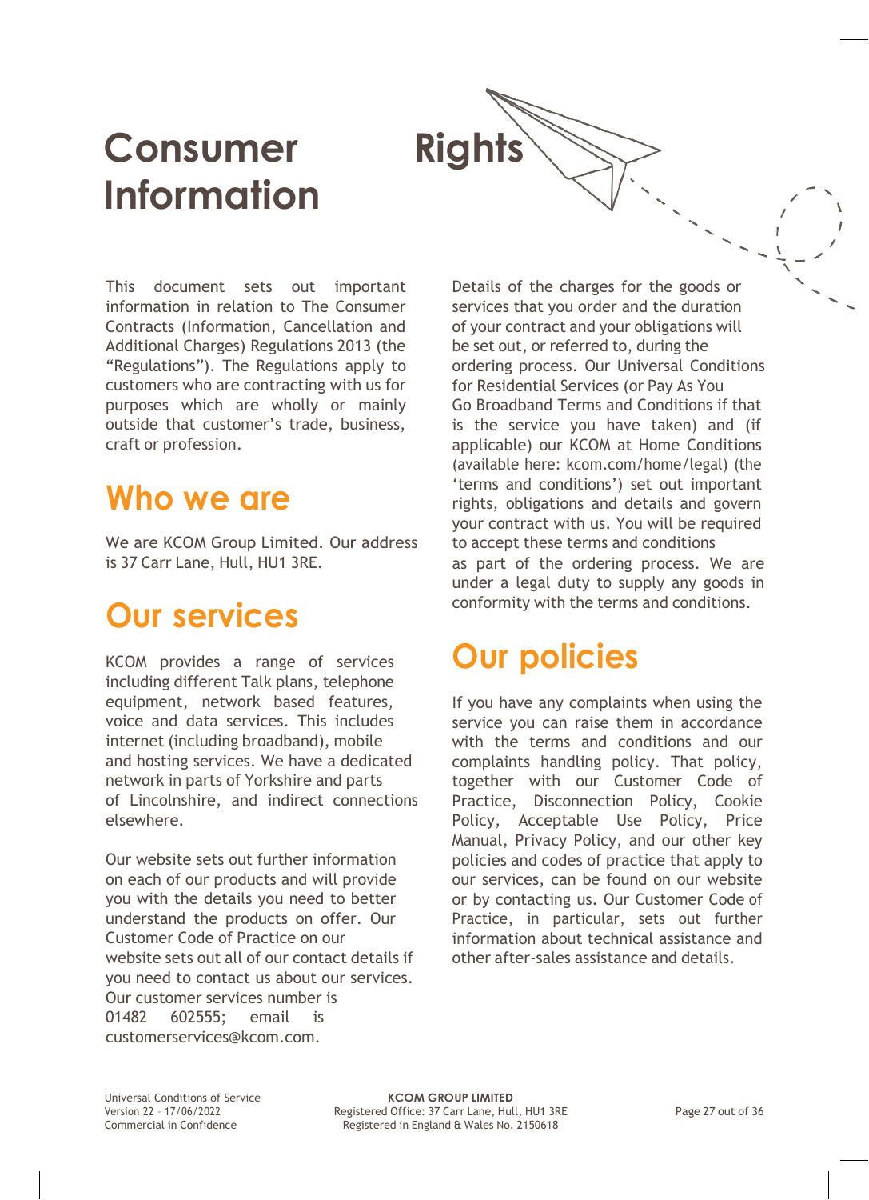# Consumer Rights Information

This document sets out important information in relation to The Consumer Contracts (Information, Cancellation and Additional Charges) Regulations 2013 (the "Regulations"). The Regulations apply to customers who are contracting with us for purposes which are wholly or mainly outside that customer's trade, business, craft or profession.

## Who we are

We are KCOM Group Limited. Our address is 37 Carr Lane, Hull, HU1 3RE.

## Our services

KCOM provides a range of services including different Talk plans, telephone equipment, network based features, voice and data services. This includes internet (including broadband), mobile and hosting services. We have a dedicated network in parts of Yorkshire and parts of Lincolnshire, and indirect connections elsewhere.

Our website sets out further information on each of our products and will provide you with the details you need to better understand the products on offer. Our Customer Code of Practice on our website sets out all of our contact details if you need to contact us about our services. Our customer services number is 01482 602555; email is customerservices@kcom.com.

Details of the charges for the goods or services that you order and the duration of your contract and your obligations will be set out, or referred to, during the ordering process. Our Universal Conditions for Residential Services (or Pay As You Go Broadband Terms and Conditions if that is the service you have taken) and (if applicable) our KCOM at Home Conditions (available here: kcom.com/home/legal) (the 'terms and conditions') set out important rights, obligations and details and govern your contract with us. You will be required to accept these terms and conditions as part of the ordering process. We are under a legal duty to supply any goods in conformity with the terms and conditions.

## Our policies

If you have any complaints when using the service you can raise them in accordance with the terms and conditions and our complaints handling policy. That policy, together with our Customer Code of Practice, Disconnection Policy, Cookie Policy, Acceptable Use Policy, Price Manual, Privacy Policy, and our other key policies and codes of practice that apply to our services, can be found on our website or by contacting us. Our Customer Code of Practice, in particular, sets out further information about technical assistance and other after-sales assistance and details.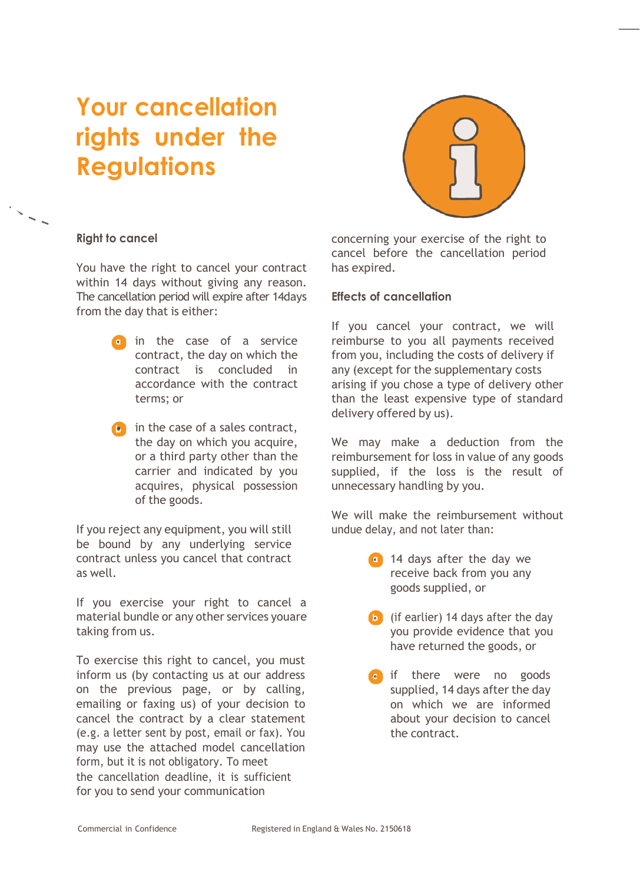# Your cancellation rights under the Regulations

### Right to cancel

You have the right to cancel your contract within 14 days without giving any reason. The cancellation period will expire after 14days from the day that is either:

a. in the case of a service contract, the day on which the contract is concluded in accordance with the contract terms; or

b. in the case of a sales contract, the day on which you acquire, or a third party other than the carrier and indicated by you acquires, physical possession of the goods.

If you reject any equipment, you will still be bound by any underlying service contract unless you cancel that contract as well.

If you exercise your right to cancel a material bundle or any other services youare taking from us.

To exercise this right to cancel, you must inform us (by contacting us at our address on the previous page, or by calling, emailing or faxing us) of your decision to cancel the contract by a clear statement (e.g. a letter sent by post, email or fax). You may use the attached model cancellation form, but it is not obligatory. To meet the cancellation deadline, it is sufficient for you to send your communication concerning your exercise of the right to cancel before the cancellation period has expired.

### Effects of cancellation

If you cancel your contract, we will reimburse to you all payments received from you, including the costs of delivery if any (except for the supplementary costs arising if you chose a type of delivery other than the least expensive type of standard delivery offered by us).

We may make a deduction from the reimbursement for loss in value of any goods supplied, if the loss is the result of unnecessary handling by you.

We will make the reimbursement without undue delay, and not later than:

a. 14 days after the day we receive back from you any goods supplied, or

b. (if earlier) 14 days after the day you provide evidence that you have returned the goods, or

c. if there were no goods supplied, 14 days after the day on which we are informed about your decision to cancel the contract.

Commercial in Confidence

Registered in England & Wales No. 2150618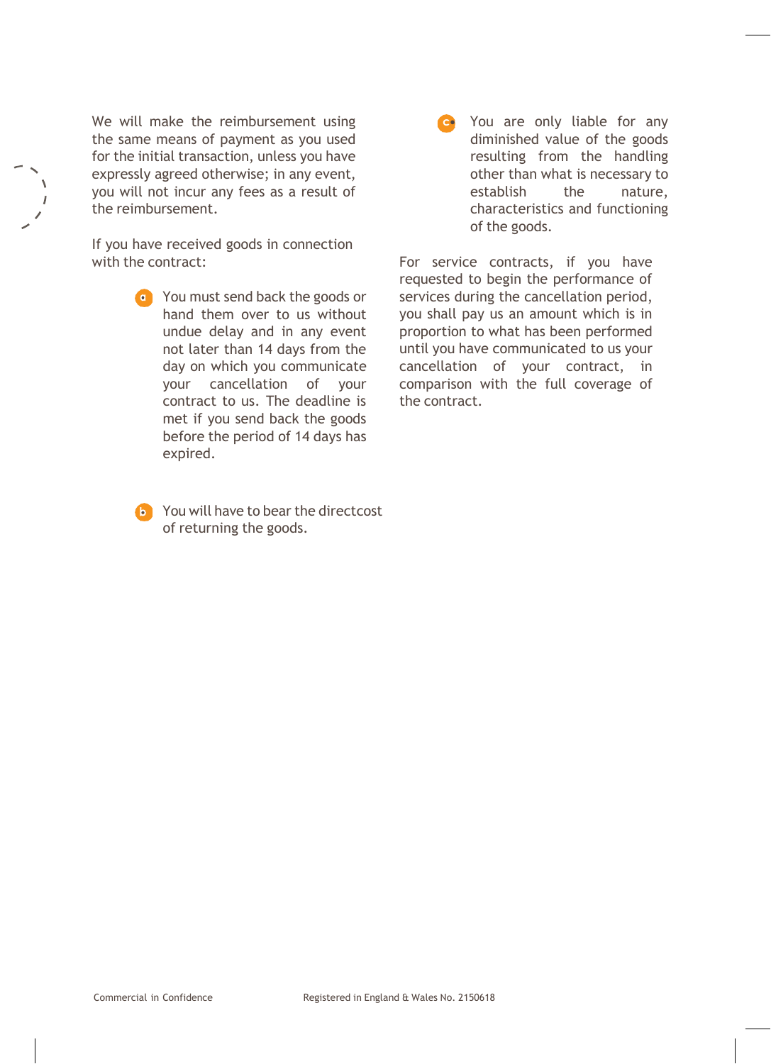We will make the reimbursement using the same means of payment as you used for the initial transaction, unless you have expressly agreed otherwise; in any event, you will not incur any fees as a result of the reimbursement.

If you have received goods in connection with the contract:

a. You must send back the goods or hand them over to us without undue delay and in any event not later than 14 days from the day on which you communicate your cancellation of your contract to us. The deadline is met if you send back the goods before the period of 14 days has expired.

b. You will have to bear the directcost of returning the goods.

c. You are only liable for any diminished value of the goods resulting from the handling other than what is necessary to establish the nature, characteristics and functioning of the goods.

For service contracts, if you have requested to begin the performance of services during the cancellation period, you shall pay us an amount which is in proportion to what has been performed until you have communicated to us your cancellation of your contract, in comparison with the full coverage of the contract.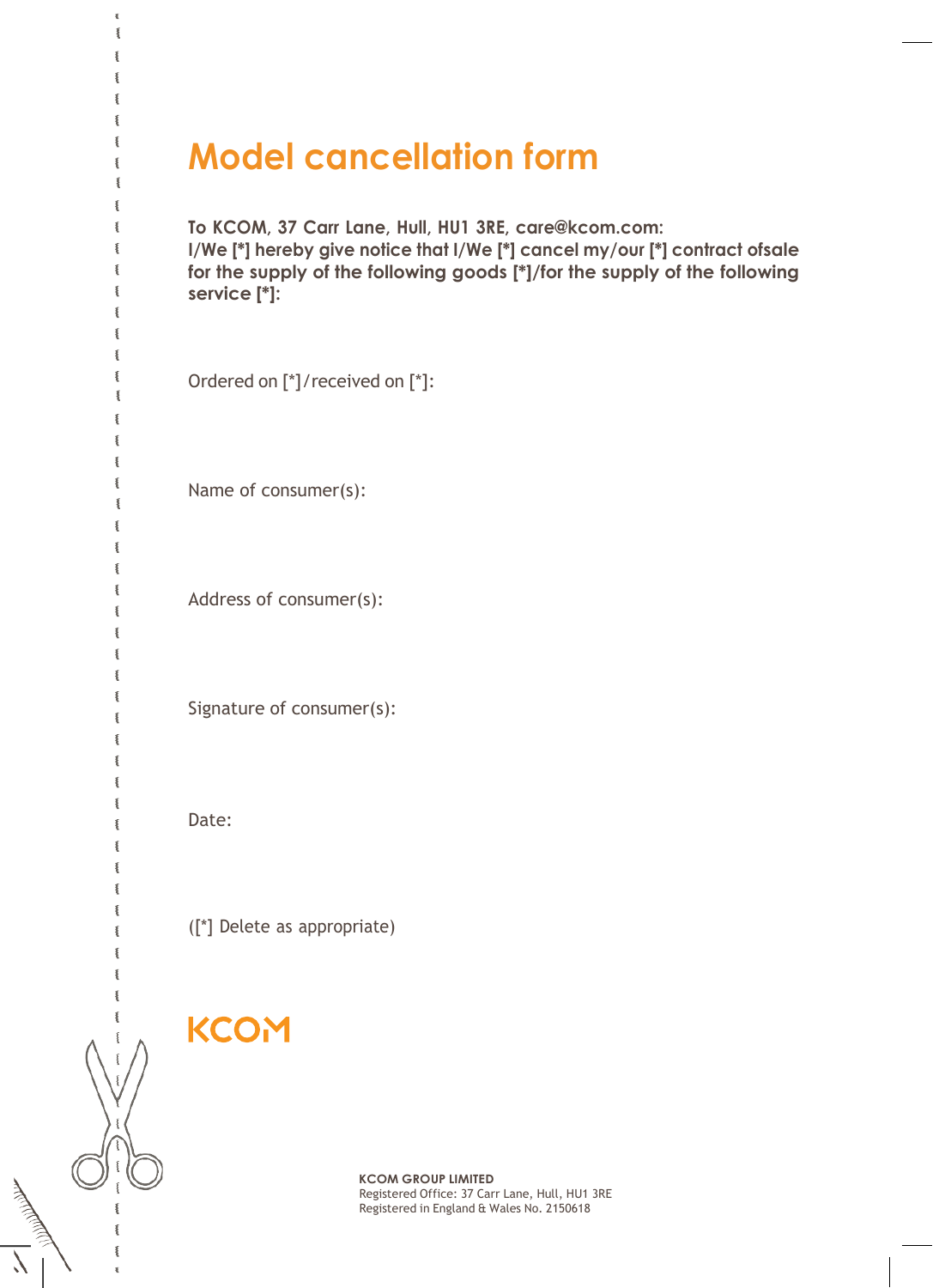# Model cancellation form

**To KCOM, 37 Carr Lane, Hull, HU1 3RE, care@kcom.com:**
**I/We [*] hereby give notice that I/We [*] cancel my/our [*] contract ofsale for the supply of the following goods [*]/for the supply of the following service [*]:**

Ordered on [*]/received on [*]:

Name of consumer(s):

Address of consumer(s):

Signature of consumer(s):

Date:

([*] Delete as appropriate)

KCOM

**KCOM GROUP LIMITED**
Registered Office: 37 Carr Lane, Hull, HU1 3RE
Registered in England & Wales No. 2150618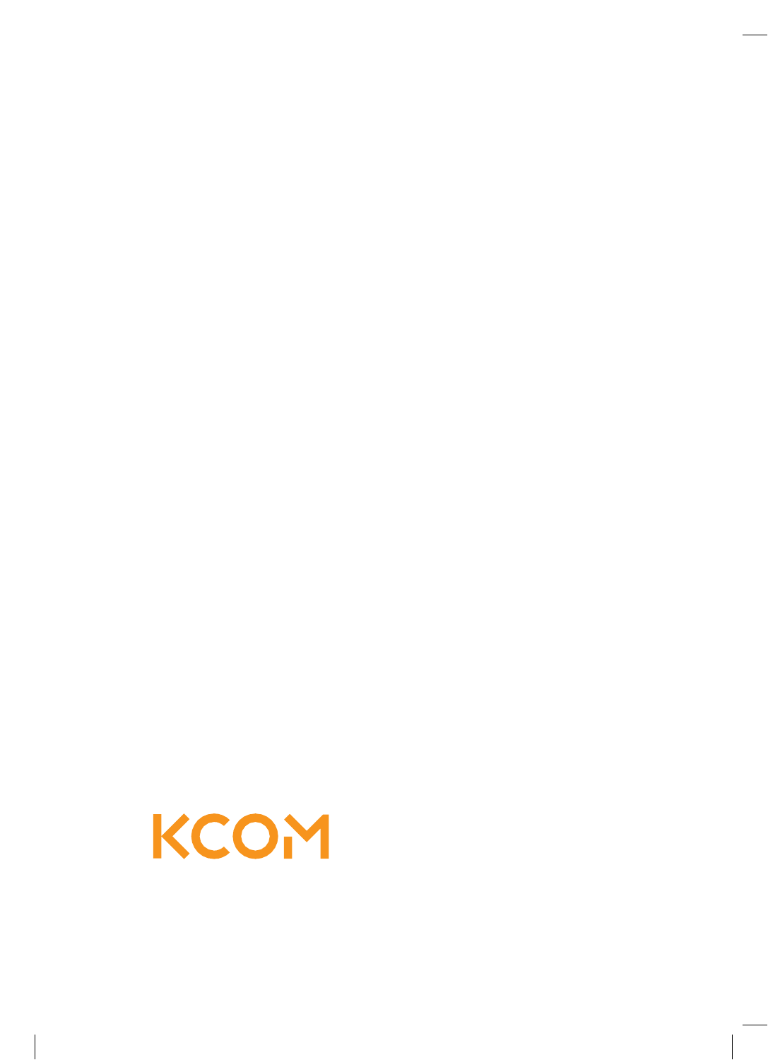KCOM